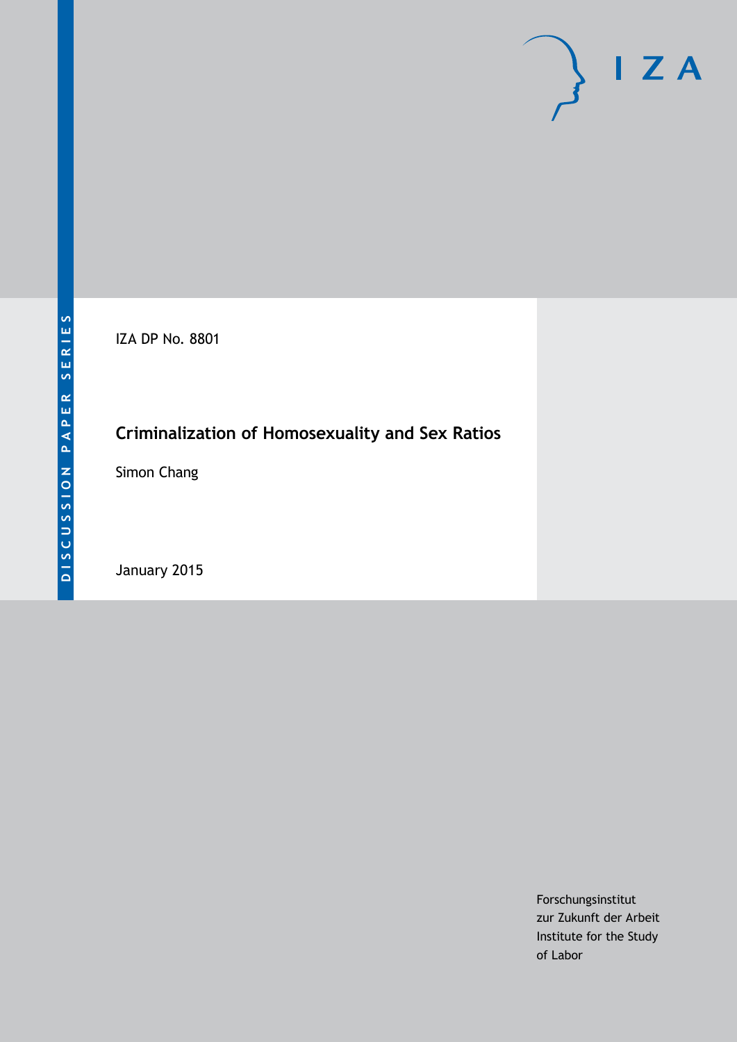DISCUSSION PAPER SERIES

IZA DP No. 8801

# Criminalization of Homosexuality and Sex Ratios

Simon Chang

January 2015

Forschungsinstitut
zur Zukunft der Arbeit
Institute for the Study
of Labor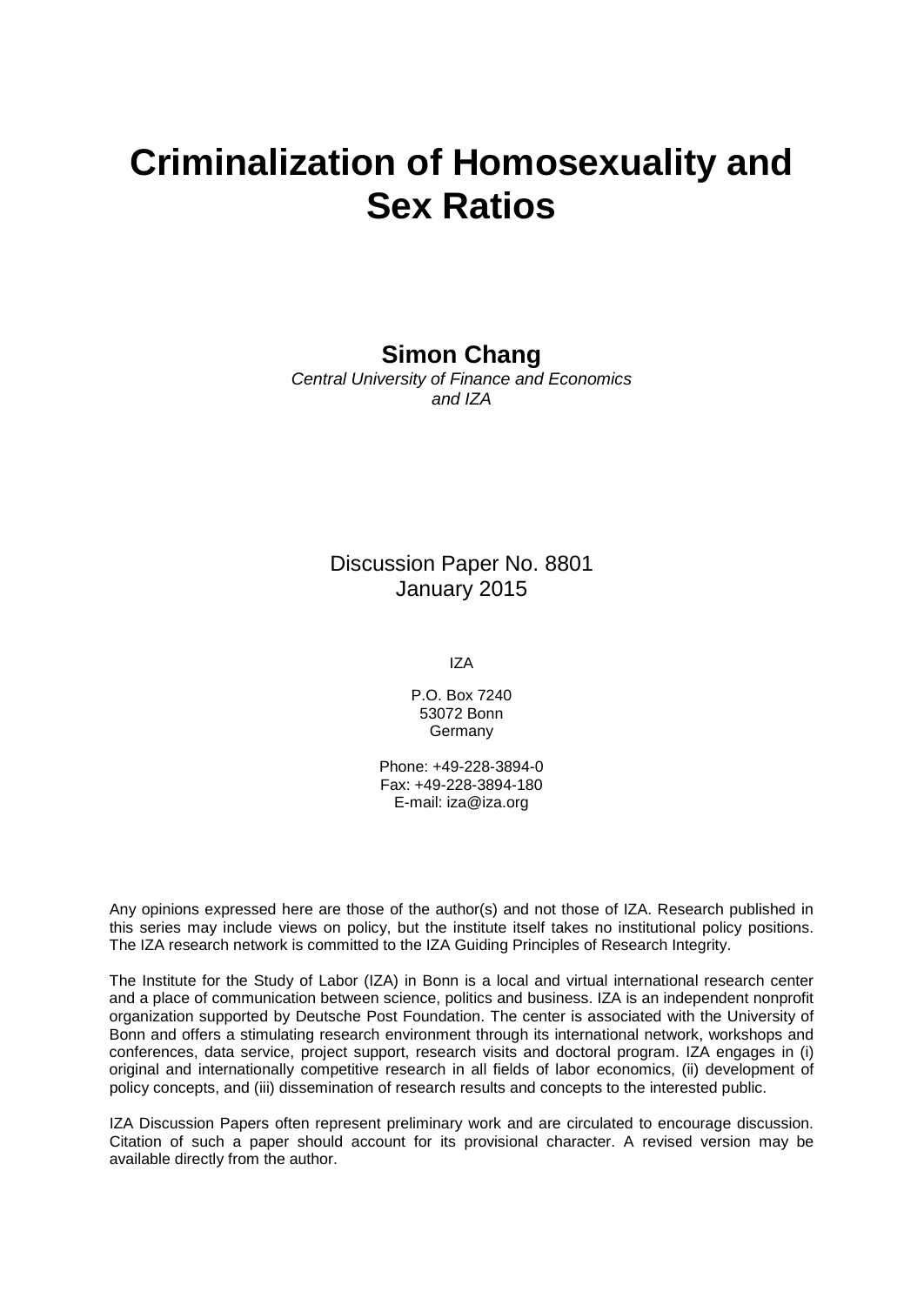# Criminalization of Homosexuality and Sex Ratios

**Simon Chang**
*Central University of Finance and Economics*
*and IZA*

Discussion Paper No. 8801
January 2015

IZA

P.O. Box 7240
53072 Bonn
Germany

Phone: +49-228-3894-0
Fax: +49-228-3894-180
E-mail: iza@iza.org

Any opinions expressed here are those of the author(s) and not those of IZA. Research published in this series may include views on policy, but the institute itself takes no institutional policy positions. The IZA research network is committed to the IZA Guiding Principles of Research Integrity.

The Institute for the Study of Labor (IZA) in Bonn is a local and virtual international research center and a place of communication between science, politics and business. IZA is an independent nonprofit organization supported by Deutsche Post Foundation. The center is associated with the University of Bonn and offers a stimulating research environment through its international network, workshops and conferences, data service, project support, research visits and doctoral program. IZA engages in (i) original and internationally competitive research in all fields of labor economics, (ii) development of policy concepts, and (iii) dissemination of research results and concepts to the interested public.

IZA Discussion Papers often represent preliminary work and are circulated to encourage discussion. Citation of such a paper should account for its provisional character. A revised version may be available directly from the author.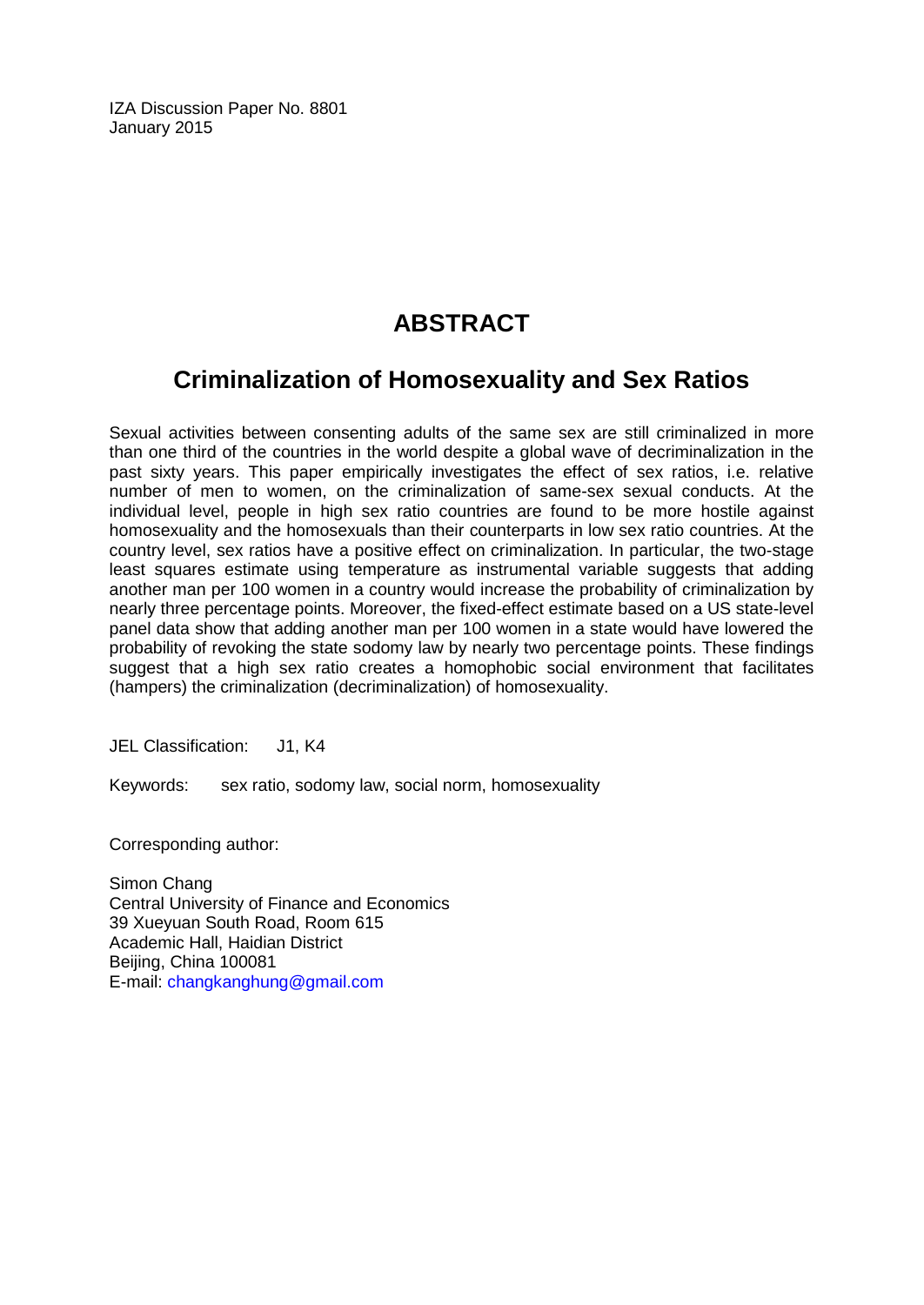IZA Discussion Paper No. 8801
January 2015

# ABSTRACT

## Criminalization of Homosexuality and Sex Ratios

Sexual activities between consenting adults of the same sex are still criminalized in more than one third of the countries in the world despite a global wave of decriminalization in the past sixty years. This paper empirically investigates the effect of sex ratios, i.e. relative number of men to women, on the criminalization of same-sex sexual conducts. At the individual level, people in high sex ratio countries are found to be more hostile against homosexuality and the homosexuals than their counterparts in low sex ratio countries. At the country level, sex ratios have a positive effect on criminalization. In particular, the two-stage least squares estimate using temperature as instrumental variable suggests that adding another man per 100 women in a country would increase the probability of criminalization by nearly three percentage points. Moreover, the fixed-effect estimate based on a US state-level panel data show that adding another man per 100 women in a state would have lowered the probability of revoking the state sodomy law by nearly two percentage points. These findings suggest that a high sex ratio creates a homophobic social environment that facilitates (hampers) the criminalization (decriminalization) of homosexuality.

JEL Classification: J1, K4

Keywords: sex ratio, sodomy law, social norm, homosexuality

Corresponding author:

Simon Chang
Central University of Finance and Economics
39 Xueyuan South Road, Room 615
Academic Hall, Haidian District
Beijing, China 100081
E-mail: changkanghung@gmail.com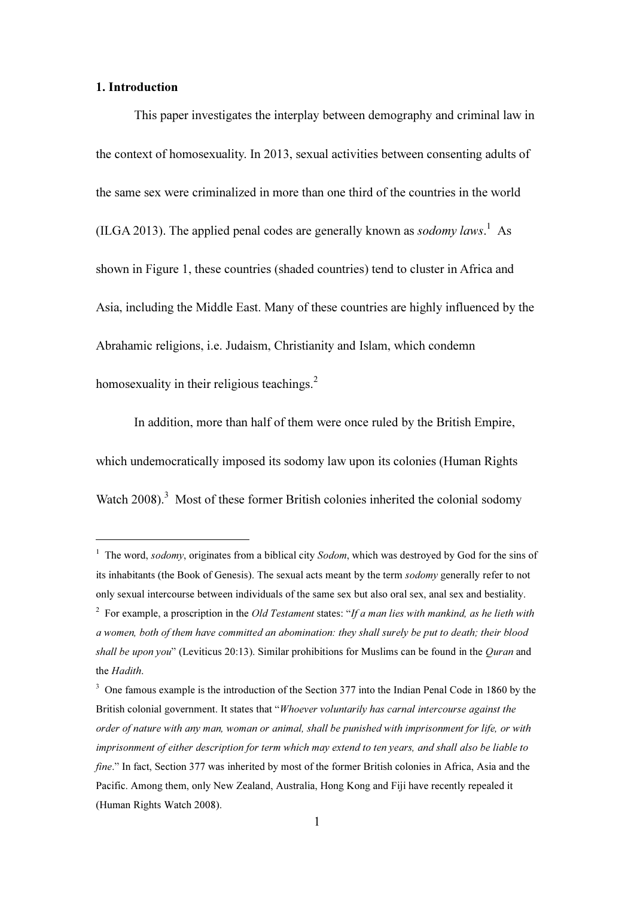## 1. Introduction

This paper investigates the interplay between demography and criminal law in the context of homosexuality. In 2013, sexual activities between consenting adults of the same sex were criminalized in more than one third of the countries in the world (ILGA 2013). The applied penal codes are generally known as *sodomy laws*.[1] As shown in Figure 1, these countries (shaded countries) tend to cluster in Africa and Asia, including the Middle East. Many of these countries are highly influenced by the Abrahamic religions, i.e. Judaism, Christianity and Islam, which condemn homosexuality in their religious teachings.[2]

In addition, more than half of them were once ruled by the British Empire, which undemocratically imposed its sodomy law upon its colonies (Human Rights Watch 2008).[3] Most of these former British colonies inherited the colonial sodomy

---

[1] The word, *sodomy*, originates from a biblical city *Sodom*, which was destroyed by God for the sins of its inhabitants (the Book of Genesis). The sexual acts meant by the term *sodomy* generally refer to not only sexual intercourse between individuals of the same sex but also oral sex, anal sex and bestiality.

[2] For example, a proscription in the *Old Testament* states: "*If a man lies with mankind, as he lieth with a women, both of them have committed an abomination: they shall surely be put to death; their blood shall be upon you*" (Leviticus 20:13). Similar prohibitions for Muslims can be found in the *Quran* and the *Hadith*.

[3] One famous example is the introduction of the Section 377 into the Indian Penal Code in 1860 by the British colonial government. It states that "*Whoever voluntarily has carnal intercourse against the order of nature with any man, woman or animal, shall be punished with imprisonment for life, or with imprisonment of either description for term which may extend to ten years, and shall also be liable to fine*." In fact, Section 377 was inherited by most of the former British colonies in Africa, Asia and the Pacific. Among them, only New Zealand, Australia, Hong Kong and Fiji have recently repealed it (Human Rights Watch 2008).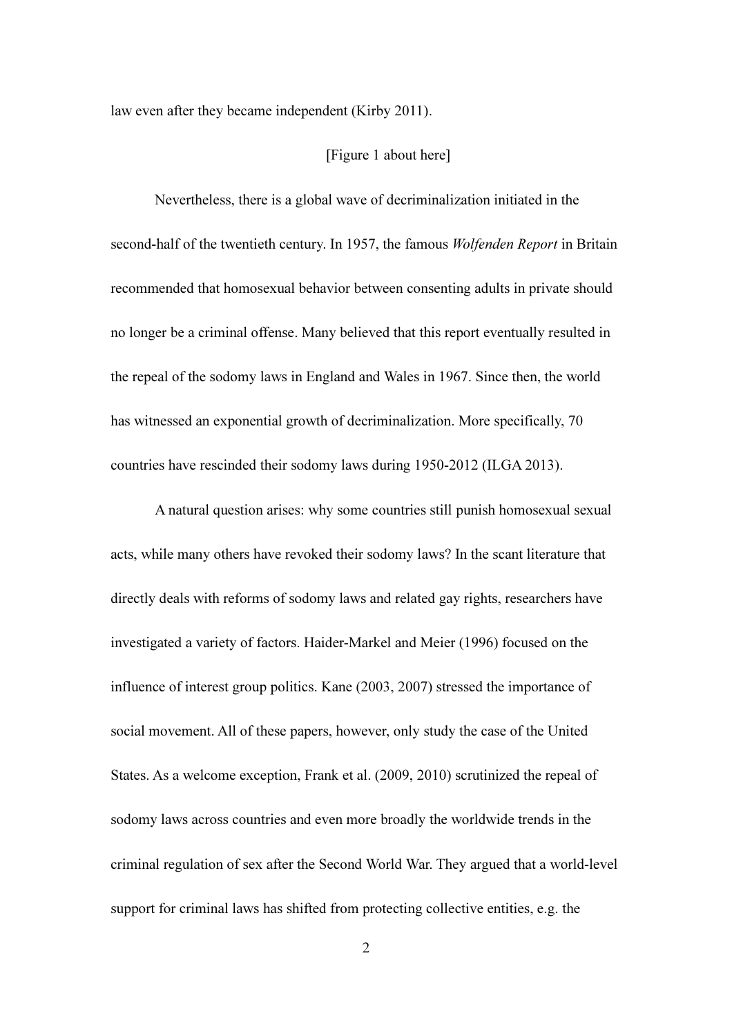law even after they became independent (Kirby 2011).

[Figure 1 about here]

Nevertheless, there is a global wave of decriminalization initiated in the second-half of the twentieth century. In 1957, the famous *Wolfenden Report* in Britain recommended that homosexual behavior between consenting adults in private should no longer be a criminal offense. Many believed that this report eventually resulted in the repeal of the sodomy laws in England and Wales in 1967. Since then, the world has witnessed an exponential growth of decriminalization. More specifically, 70 countries have rescinded their sodomy laws during 1950-2012 (ILGA 2013).

A natural question arises: why some countries still punish homosexual sexual acts, while many others have revoked their sodomy laws? In the scant literature that directly deals with reforms of sodomy laws and related gay rights, researchers have investigated a variety of factors. Haider-Markel and Meier (1996) focused on the influence of interest group politics. Kane (2003, 2007) stressed the importance of social movement. All of these papers, however, only study the case of the United States. As a welcome exception, Frank et al. (2009, 2010) scrutinized the repeal of sodomy laws across countries and even more broadly the worldwide trends in the criminal regulation of sex after the Second World War. They argued that a world-level support for criminal laws has shifted from protecting collective entities, e.g. the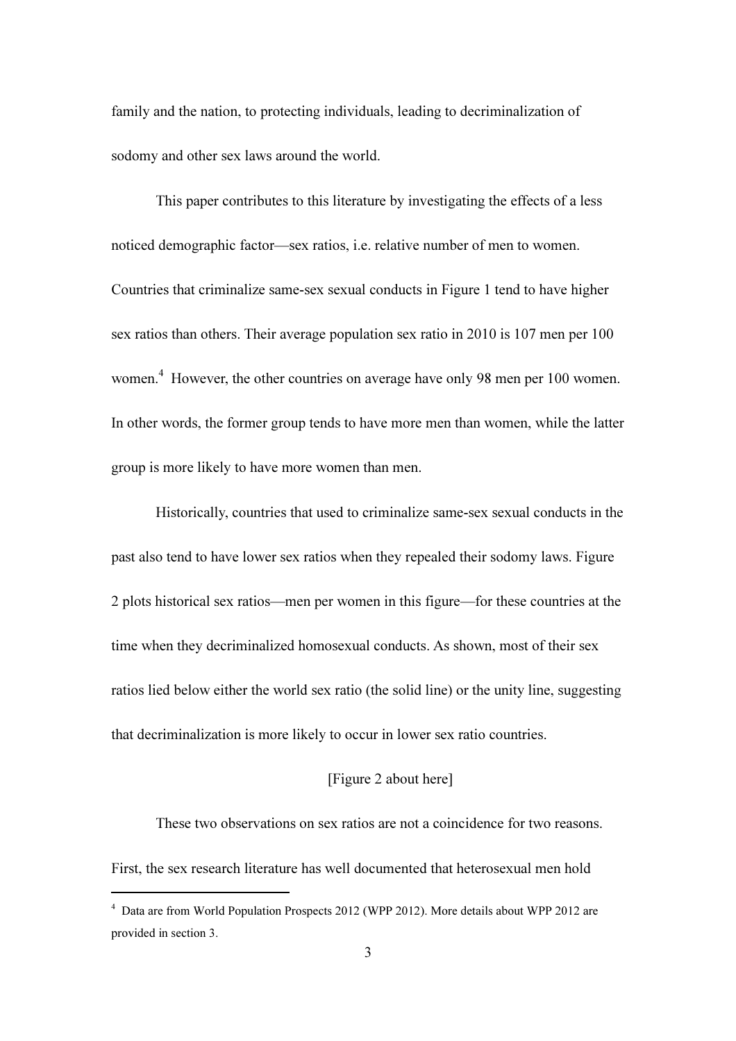family and the nation, to protecting individuals, leading to decriminalization of sodomy and other sex laws around the world.

This paper contributes to this literature by investigating the effects of a less noticed demographic factor—sex ratios, i.e. relative number of men to women. Countries that criminalize same-sex sexual conducts in Figure 1 tend to have higher sex ratios than others. Their average population sex ratio in 2010 is 107 men per 100 women.[4] However, the other countries on average have only 98 men per 100 women. In other words, the former group tends to have more men than women, while the latter group is more likely to have more women than men.

Historically, countries that used to criminalize same-sex sexual conducts in the past also tend to have lower sex ratios when they repealed their sodomy laws. Figure 2 plots historical sex ratios—men per women in this figure—for these countries at the time when they decriminalized homosexual conducts. As shown, most of their sex ratios lied below either the world sex ratio (the solid line) or the unity line, suggesting that decriminalization is more likely to occur in lower sex ratio countries.

[Figure 2 about here]

These two observations on sex ratios are not a coincidence for two reasons. First, the sex research literature has well documented that heterosexual men hold

[4] Data are from World Population Prospects 2012 (WPP 2012). More details about WPP 2012 are provided in section 3.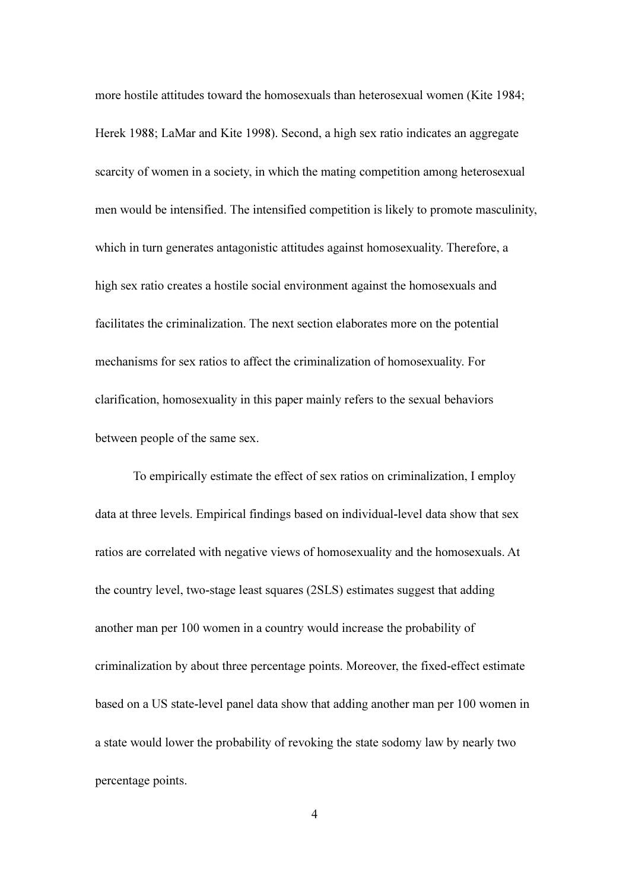more hostile attitudes toward the homosexuals than heterosexual women (Kite 1984; Herek 1988; LaMar and Kite 1998). Second, a high sex ratio indicates an aggregate scarcity of women in a society, in which the mating competition among heterosexual men would be intensified. The intensified competition is likely to promote masculinity, which in turn generates antagonistic attitudes against homosexuality. Therefore, a high sex ratio creates a hostile social environment against the homosexuals and facilitates the criminalization. The next section elaborates more on the potential mechanisms for sex ratios to affect the criminalization of homosexuality. For clarification, homosexuality in this paper mainly refers to the sexual behaviors between people of the same sex.

To empirically estimate the effect of sex ratios on criminalization, I employ data at three levels. Empirical findings based on individual-level data show that sex ratios are correlated with negative views of homosexuality and the homosexuals. At the country level, two-stage least squares (2SLS) estimates suggest that adding another man per 100 women in a country would increase the probability of criminalization by about three percentage points. Moreover, the fixed-effect estimate based on a US state-level panel data show that adding another man per 100 women in a state would lower the probability of revoking the state sodomy law by nearly two percentage points.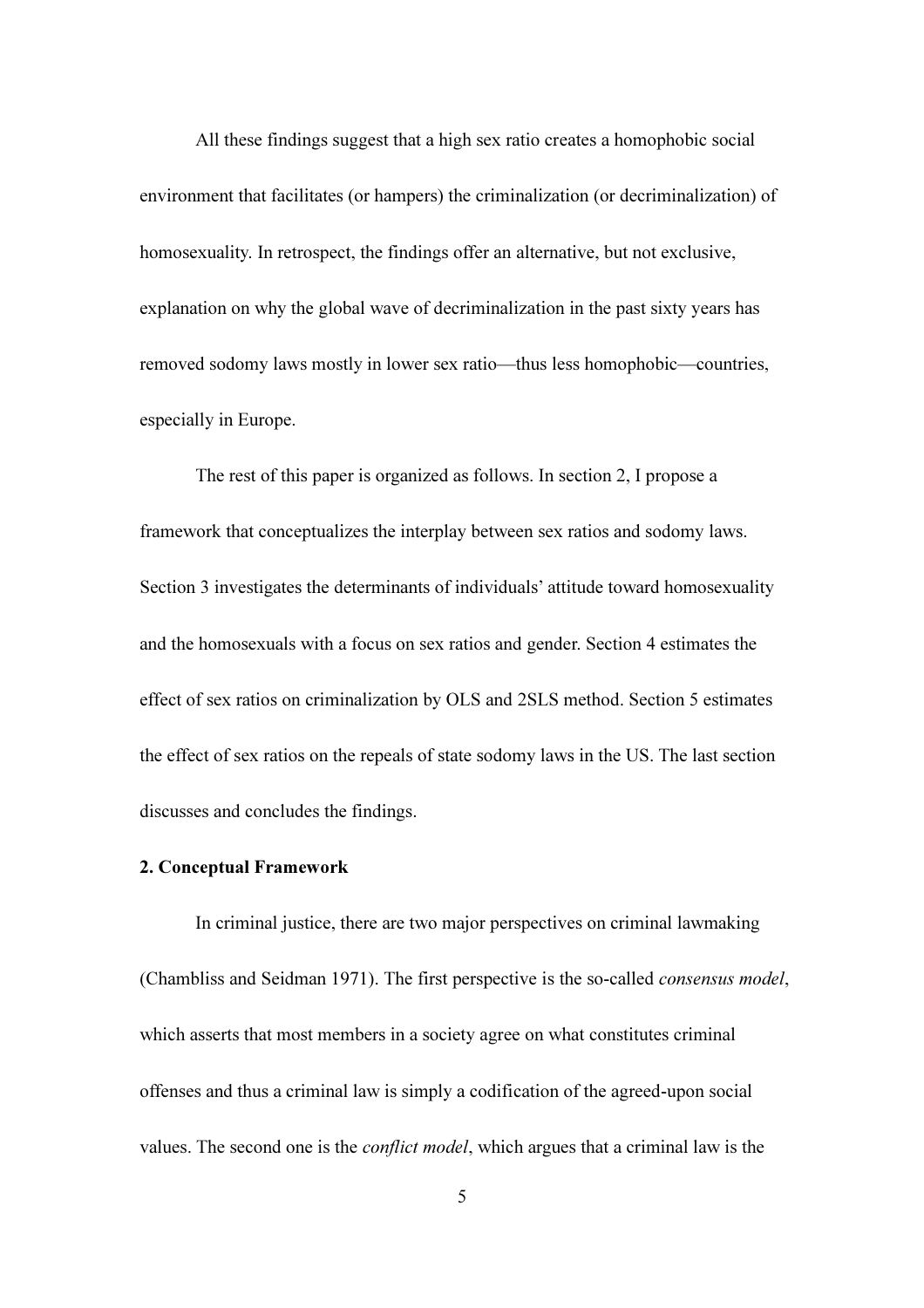All these findings suggest that a high sex ratio creates a homophobic social environment that facilitates (or hampers) the criminalization (or decriminalization) of homosexuality. In retrospect, the findings offer an alternative, but not exclusive, explanation on why the global wave of decriminalization in the past sixty years has removed sodomy laws mostly in lower sex ratio—thus less homophobic—countries, especially in Europe.

The rest of this paper is organized as follows. In section 2, I propose a framework that conceptualizes the interplay between sex ratios and sodomy laws. Section 3 investigates the determinants of individuals' attitude toward homosexuality and the homosexuals with a focus on sex ratios and gender. Section 4 estimates the effect of sex ratios on criminalization by OLS and 2SLS method. Section 5 estimates the effect of sex ratios on the repeals of state sodomy laws in the US. The last section discusses and concludes the findings.

## 2. Conceptual Framework

In criminal justice, there are two major perspectives on criminal lawmaking (Chambliss and Seidman 1971). The first perspective is the so-called *consensus model*, which asserts that most members in a society agree on what constitutes criminal offenses and thus a criminal law is simply a codification of the agreed-upon social values. The second one is the *conflict model*, which argues that a criminal law is the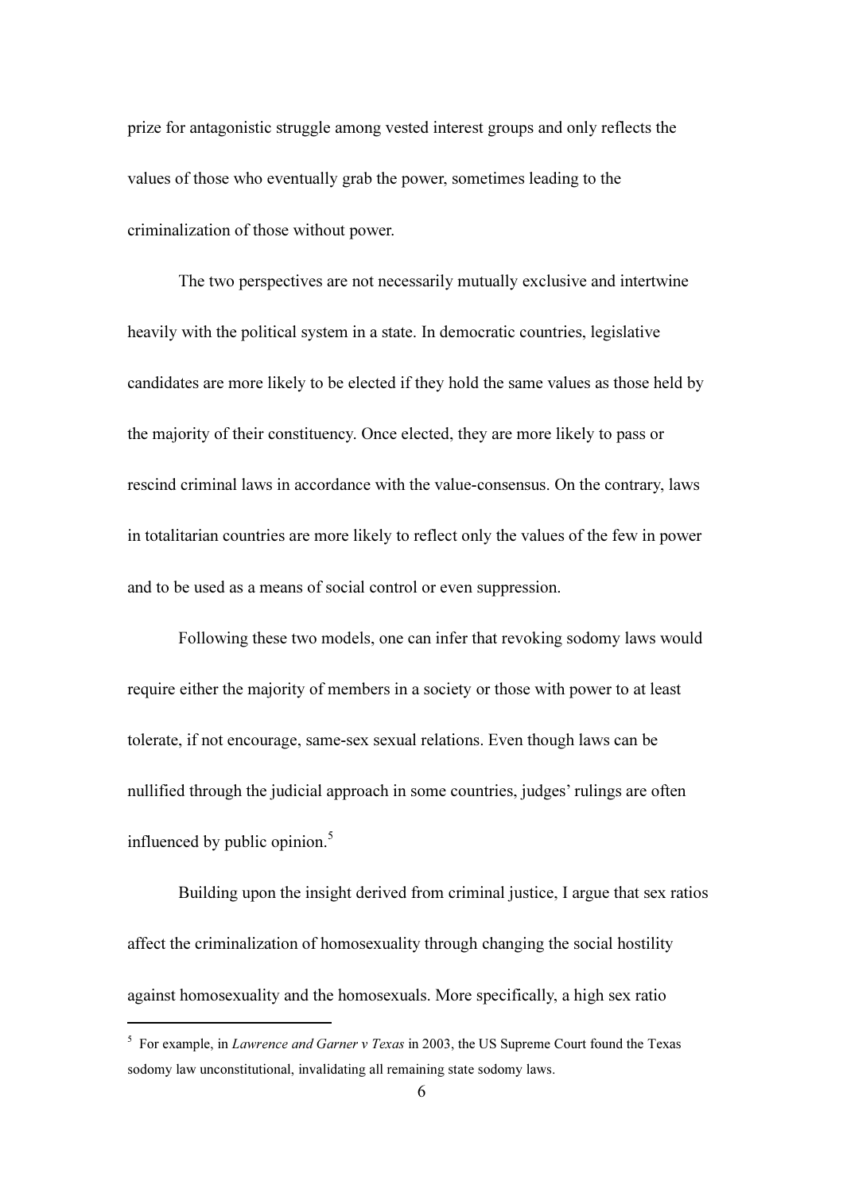prize for antagonistic struggle among vested interest groups and only reflects the values of those who eventually grab the power, sometimes leading to the criminalization of those without power.

The two perspectives are not necessarily mutually exclusive and intertwine heavily with the political system in a state. In democratic countries, legislative candidates are more likely to be elected if they hold the same values as those held by the majority of their constituency. Once elected, they are more likely to pass or rescind criminal laws in accordance with the value-consensus. On the contrary, laws in totalitarian countries are more likely to reflect only the values of the few in power and to be used as a means of social control or even suppression.

Following these two models, one can infer that revoking sodomy laws would require either the majority of members in a society or those with power to at least tolerate, if not encourage, same-sex sexual relations. Even though laws can be nullified through the judicial approach in some countries, judges' rulings are often influenced by public opinion.[5]

Building upon the insight derived from criminal justice, I argue that sex ratios affect the criminalization of homosexuality through changing the social hostility against homosexuality and the homosexuals. More specifically, a high sex ratio

---

[5] For example, in *Lawrence and Garner v Texas* in 2003, the US Supreme Court found the Texas sodomy law unconstitutional, invalidating all remaining state sodomy laws.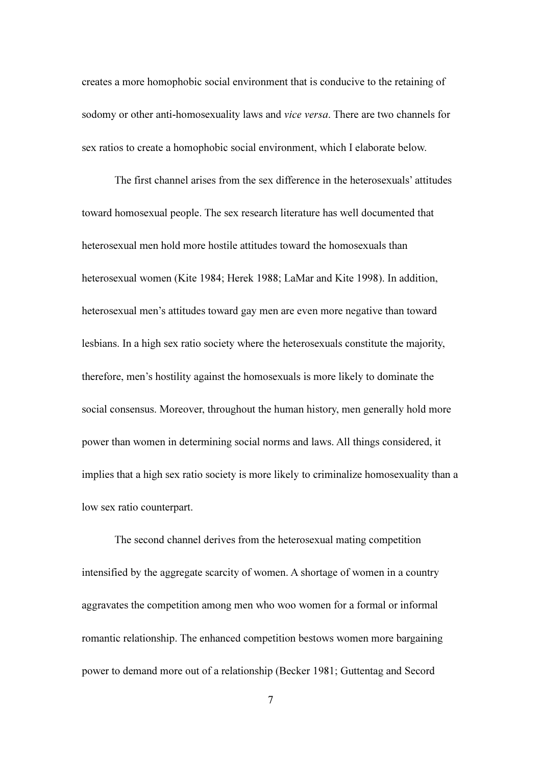creates a more homophobic social environment that is conducive to the retaining of sodomy or other anti-homosexuality laws and *vice versa*. There are two channels for sex ratios to create a homophobic social environment, which I elaborate below.

The first channel arises from the sex difference in the heterosexuals' attitudes toward homosexual people. The sex research literature has well documented that heterosexual men hold more hostile attitudes toward the homosexuals than heterosexual women (Kite 1984; Herek 1988; LaMar and Kite 1998). In addition, heterosexual men's attitudes toward gay men are even more negative than toward lesbians. In a high sex ratio society where the heterosexuals constitute the majority, therefore, men's hostility against the homosexuals is more likely to dominate the social consensus. Moreover, throughout the human history, men generally hold more power than women in determining social norms and laws. All things considered, it implies that a high sex ratio society is more likely to criminalize homosexuality than a low sex ratio counterpart.

The second channel derives from the heterosexual mating competition intensified by the aggregate scarcity of women. A shortage of women in a country aggravates the competition among men who woo women for a formal or informal romantic relationship. The enhanced competition bestows women more bargaining power to demand more out of a relationship (Becker 1981; Guttentag and Secord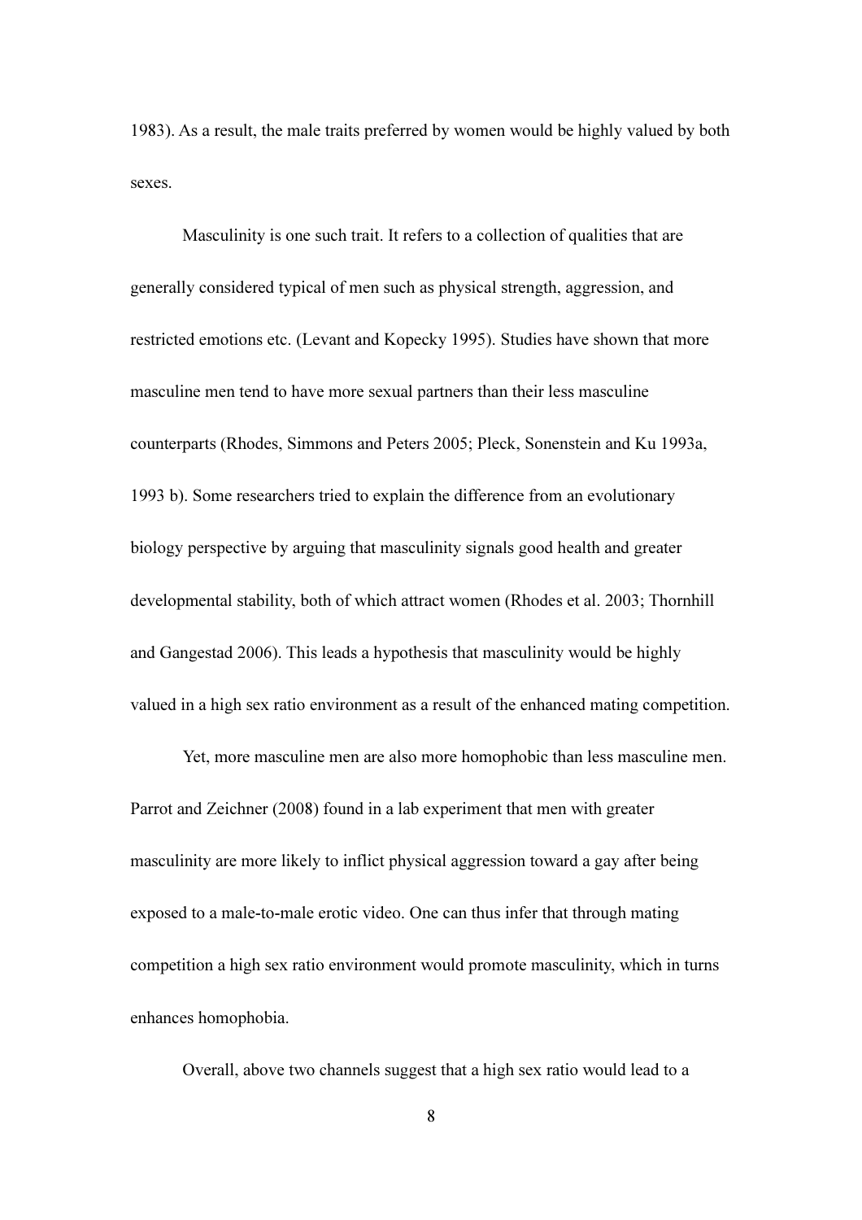1983). As a result, the male traits preferred by women would be highly valued by both sexes.

Masculinity is one such trait. It refers to a collection of qualities that are generally considered typical of men such as physical strength, aggression, and restricted emotions etc. (Levant and Kopecky 1995). Studies have shown that more masculine men tend to have more sexual partners than their less masculine counterparts (Rhodes, Simmons and Peters 2005; Pleck, Sonenstein and Ku 1993a, 1993 b). Some researchers tried to explain the difference from an evolutionary biology perspective by arguing that masculinity signals good health and greater developmental stability, both of which attract women (Rhodes et al. 2003; Thornhill and Gangestad 2006). This leads a hypothesis that masculinity would be highly valued in a high sex ratio environment as a result of the enhanced mating competition.

Yet, more masculine men are also more homophobic than less masculine men. Parrot and Zeichner (2008) found in a lab experiment that men with greater masculinity are more likely to inflict physical aggression toward a gay after being exposed to a male-to-male erotic video. One can thus infer that through mating competition a high sex ratio environment would promote masculinity, which in turns enhances homophobia.

Overall, above two channels suggest that a high sex ratio would lead to a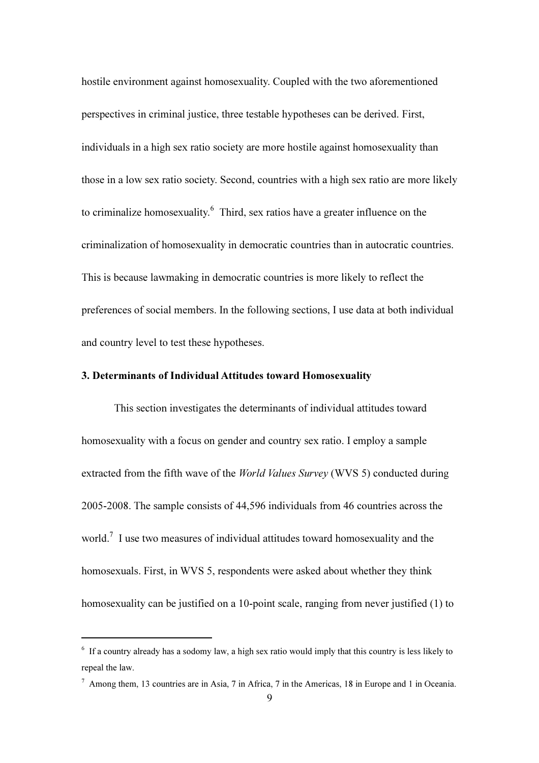hostile environment against homosexuality. Coupled with the two aforementioned perspectives in criminal justice, three testable hypotheses can be derived. First, individuals in a high sex ratio society are more hostile against homosexuality than those in a low sex ratio society. Second, countries with a high sex ratio are more likely to criminalize homosexuality.[6] Third, sex ratios have a greater influence on the criminalization of homosexuality in democratic countries than in autocratic countries. This is because lawmaking in democratic countries is more likely to reflect the preferences of social members. In the following sections, I use data at both individual and country level to test these hypotheses.

### 3. Determinants of Individual Attitudes toward Homosexuality

This section investigates the determinants of individual attitudes toward homosexuality with a focus on gender and country sex ratio. I employ a sample extracted from the fifth wave of the *World Values Survey* (WVS 5) conducted during 2005-2008. The sample consists of 44,596 individuals from 46 countries across the world.[7] I use two measures of individual attitudes toward homosexuality and the homosexuals. First, in WVS 5, respondents were asked about whether they think homosexuality can be justified on a 10-point scale, ranging from never justified (1) to

---

[6] If a country already has a sodomy law, a high sex ratio would imply that this country is less likely to repeal the law.

[7] Among them, 13 countries are in Asia, 7 in Africa, 7 in the Americas, 18 in Europe and 1 in Oceania.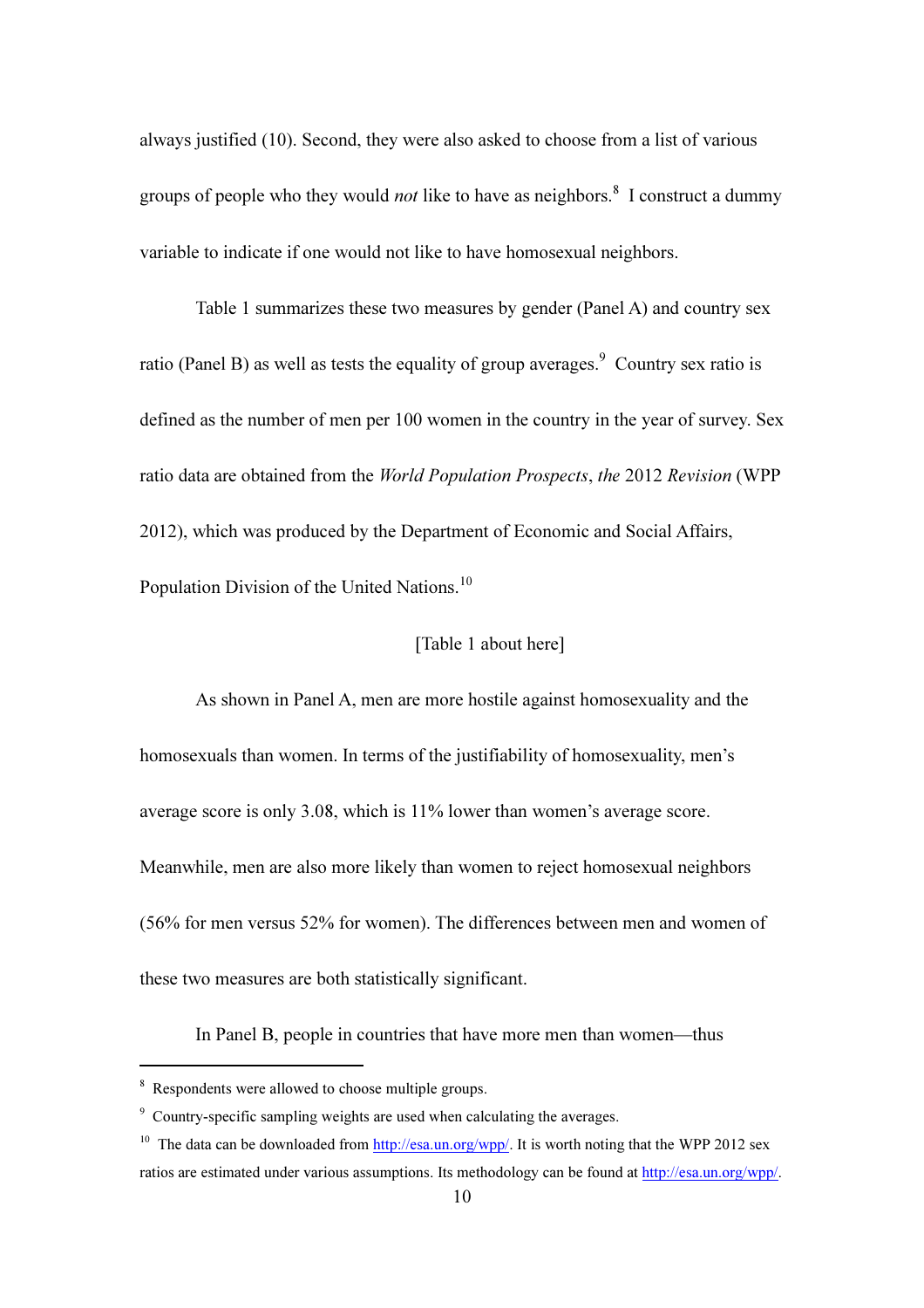always justified (10). Second, they were also asked to choose from a list of various groups of people who they would *not* like to have as neighbors.[8] I construct a dummy variable to indicate if one would not like to have homosexual neighbors.

Table 1 summarizes these two measures by gender (Panel A) and country sex ratio (Panel B) as well as tests the equality of group averages.[9] Country sex ratio is defined as the number of men per 100 women in the country in the year of survey. Sex ratio data are obtained from the *World Population Prospects*, *the* 2012 *Revision* (WPP 2012), which was produced by the Department of Economic and Social Affairs, Population Division of the United Nations.[10]

[Table 1 about here]

As shown in Panel A, men are more hostile against homosexuality and the homosexuals than women. In terms of the justifiability of homosexuality, men's average score is only 3.08, which is 11% lower than women's average score. Meanwhile, men are also more likely than women to reject homosexual neighbors (56% for men versus 52% for women). The differences between men and women of these two measures are both statistically significant.

In Panel B, people in countries that have more men than women—thus

---

[8] Respondents were allowed to choose multiple groups.

[9] Country-specific sampling weights are used when calculating the averages.

[10] The data can be downloaded from http://esa.un.org/wpp/. It is worth noting that the WPP 2012 sex ratios are estimated under various assumptions. Its methodology can be found at http://esa.un.org/wpp/.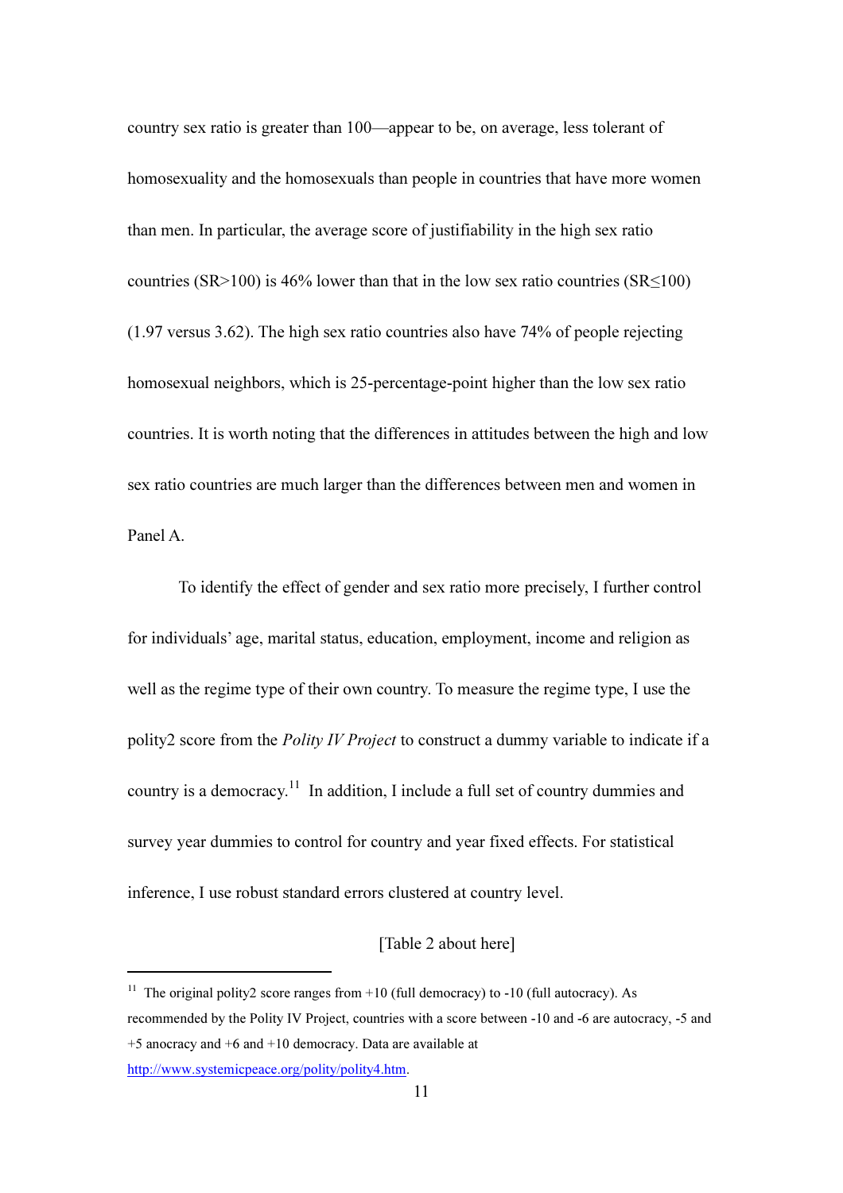country sex ratio is greater than 100—appear to be, on average, less tolerant of homosexuality and the homosexuals than people in countries that have more women than men. In particular, the average score of justifiability in the high sex ratio countries (SR>100) is 46% lower than that in the low sex ratio countries (SR≤100) (1.97 versus 3.62). The high sex ratio countries also have 74% of people rejecting homosexual neighbors, which is 25-percentage-point higher than the low sex ratio countries. It is worth noting that the differences in attitudes between the high and low sex ratio countries are much larger than the differences between men and women in Panel A.

To identify the effect of gender and sex ratio more precisely, I further control for individuals' age, marital status, education, employment, income and religion as well as the regime type of their own country. To measure the regime type, I use the polity2 score from the *Polity IV Project* to construct a dummy variable to indicate if a country is a democracy.[11] In addition, I include a full set of country dummies and survey year dummies to control for country and year fixed effects. For statistical inference, I use robust standard errors clustered at country level.

[Table 2 about here]

---

[11] The original polity2 score ranges from +10 (full democracy) to -10 (full autocracy). As recommended by the Polity IV Project, countries with a score between -10 and -6 are autocracy, -5 and +5 anocracy and +6 and +10 democracy. Data are available at http://www.systemicpeace.org/polity/polity4.htm.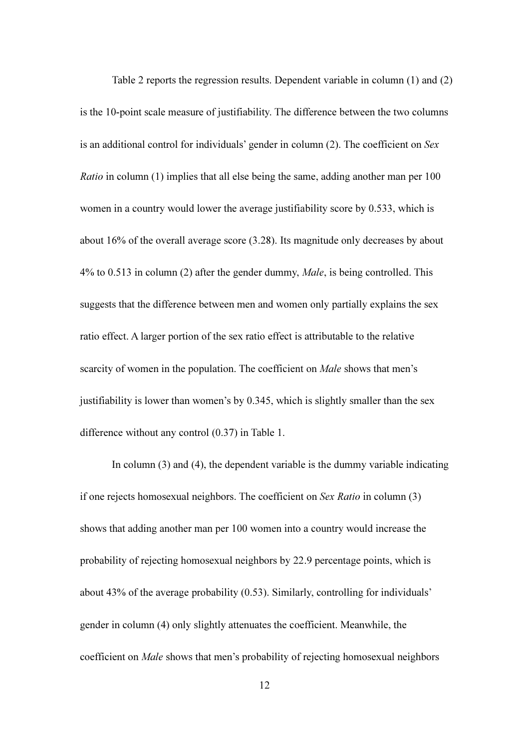Table 2 reports the regression results. Dependent variable in column (1) and (2) is the 10-point scale measure of justifiability. The difference between the two columns is an additional control for individuals' gender in column (2). The coefficient on *Sex Ratio* in column (1) implies that all else being the same, adding another man per 100 women in a country would lower the average justifiability score by 0.533, which is about 16% of the overall average score (3.28). Its magnitude only decreases by about 4% to 0.513 in column (2) after the gender dummy, *Male*, is being controlled. This suggests that the difference between men and women only partially explains the sex ratio effect. A larger portion of the sex ratio effect is attributable to the relative scarcity of women in the population. The coefficient on *Male* shows that men's justifiability is lower than women's by 0.345, which is slightly smaller than the sex difference without any control (0.37) in Table 1.

In column (3) and (4), the dependent variable is the dummy variable indicating if one rejects homosexual neighbors. The coefficient on *Sex Ratio* in column (3) shows that adding another man per 100 women into a country would increase the probability of rejecting homosexual neighbors by 22.9 percentage points, which is about 43% of the average probability (0.53). Similarly, controlling for individuals' gender in column (4) only slightly attenuates the coefficient. Meanwhile, the coefficient on *Male* shows that men's probability of rejecting homosexual neighbors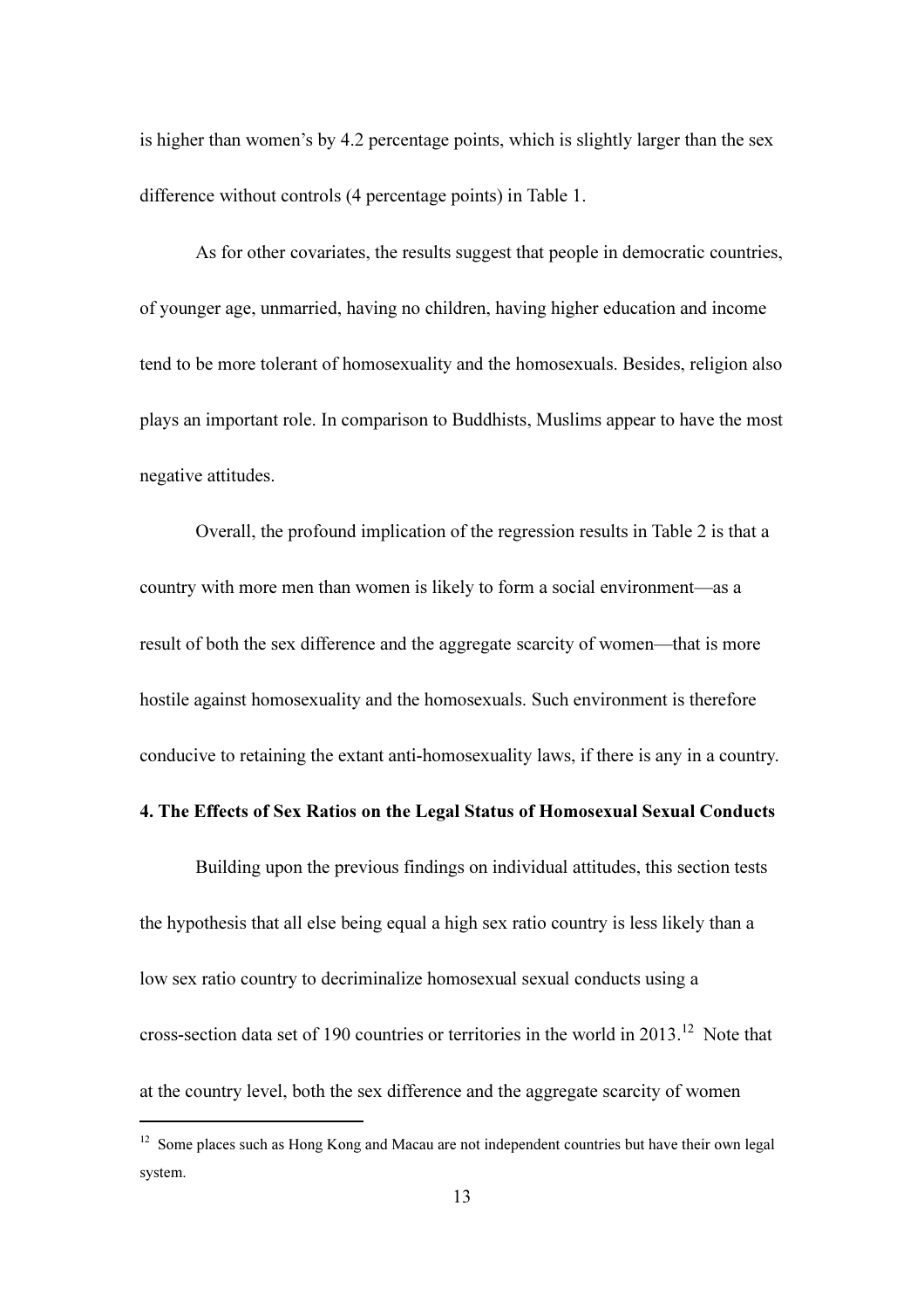is higher than women's by 4.2 percentage points, which is slightly larger than the sex difference without controls (4 percentage points) in Table 1.

As for other covariates, the results suggest that people in democratic countries, of younger age, unmarried, having no children, having higher education and income tend to be more tolerant of homosexuality and the homosexuals. Besides, religion also plays an important role. In comparison to Buddhists, Muslims appear to have the most negative attitudes.

Overall, the profound implication of the regression results in Table 2 is that a country with more men than women is likely to form a social environment—as a result of both the sex difference and the aggregate scarcity of women—that is more hostile against homosexuality and the homosexuals. Such environment is therefore conducive to retaining the extant anti-homosexuality laws, if there is any in a country.

## 4. The Effects of Sex Ratios on the Legal Status of Homosexual Sexual Conducts

Building upon the previous findings on individual attitudes, this section tests the hypothesis that all else being equal a high sex ratio country is less likely than a low sex ratio country to decriminalize homosexual sexual conducts using a cross-section data set of 190 countries or territories in the world in 2013.[12] Note that at the country level, both the sex difference and the aggregate scarcity of women

[12] Some places such as Hong Kong and Macau are not independent countries but have their own legal system.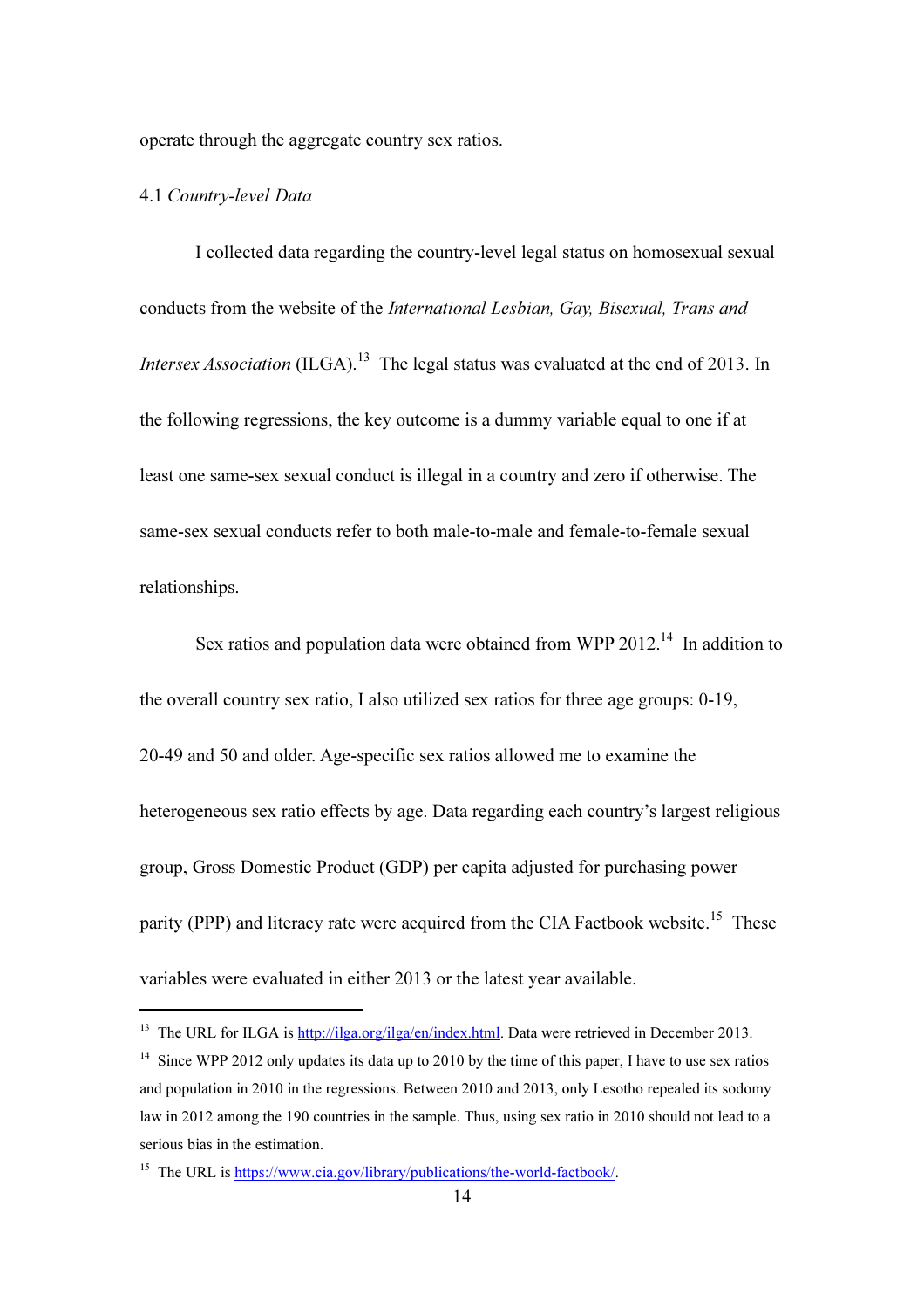operate through the aggregate country sex ratios.

### 4.1 *Country-level Data*

I collected data regarding the country-level legal status on homosexual sexual conducts from the website of the *International Lesbian, Gay, Bisexual, Trans and Intersex Association* (ILGA).[13] The legal status was evaluated at the end of 2013. In the following regressions, the key outcome is a dummy variable equal to one if at least one same-sex sexual conduct is illegal in a country and zero if otherwise. The same-sex sexual conducts refer to both male-to-male and female-to-female sexual relationships.

Sex ratios and population data were obtained from WPP 2012.[14] In addition to the overall country sex ratio, I also utilized sex ratios for three age groups: 0-19, 20-49 and 50 and older. Age-specific sex ratios allowed me to examine the heterogeneous sex ratio effects by age. Data regarding each country's largest religious group, Gross Domestic Product (GDP) per capita adjusted for purchasing power parity (PPP) and literacy rate were acquired from the CIA Factbook website.[15] These variables were evaluated in either 2013 or the latest year available.

---

[13] The URL for ILGA is http://ilga.org/ilga/en/index.html. Data were retrieved in December 2013.

[14] Since WPP 2012 only updates its data up to 2010 by the time of this paper, I have to use sex ratios and population in 2010 in the regressions. Between 2010 and 2013, only Lesotho repealed its sodomy law in 2012 among the 190 countries in the sample. Thus, using sex ratio in 2010 should not lead to a serious bias in the estimation.

[15] The URL is https://www.cia.gov/library/publications/the-world-factbook/.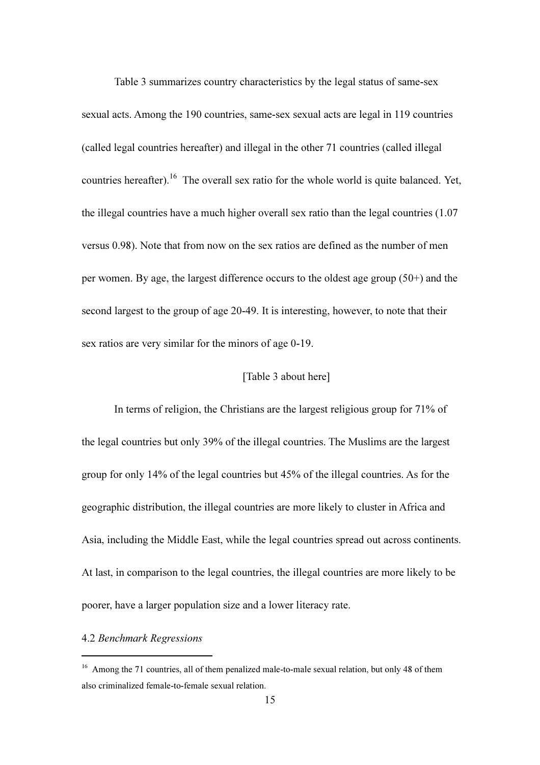Table 3 summarizes country characteristics by the legal status of same-sex sexual acts. Among the 190 countries, same-sex sexual acts are legal in 119 countries (called legal countries hereafter) and illegal in the other 71 countries (called illegal countries hereafter).[16] The overall sex ratio for the whole world is quite balanced. Yet, the illegal countries have a much higher overall sex ratio than the legal countries (1.07 versus 0.98). Note that from now on the sex ratios are defined as the number of men per women. By age, the largest difference occurs to the oldest age group (50+) and the second largest to the group of age 20-49. It is interesting, however, to note that their sex ratios are very similar for the minors of age 0-19.

[Table 3 about here]

In terms of religion, the Christians are the largest religious group for 71% of the legal countries but only 39% of the illegal countries. The Muslims are the largest group for only 14% of the legal countries but 45% of the illegal countries. As for the geographic distribution, the illegal countries are more likely to cluster in Africa and Asia, including the Middle East, while the legal countries spread out across continents. At last, in comparison to the legal countries, the illegal countries are more likely to be poorer, have a larger population size and a lower literacy rate.

4.2 *Benchmark Regressions*

[16] Among the 71 countries, all of them penalized male-to-male sexual relation, but only 48 of them also criminalized female-to-female sexual relation.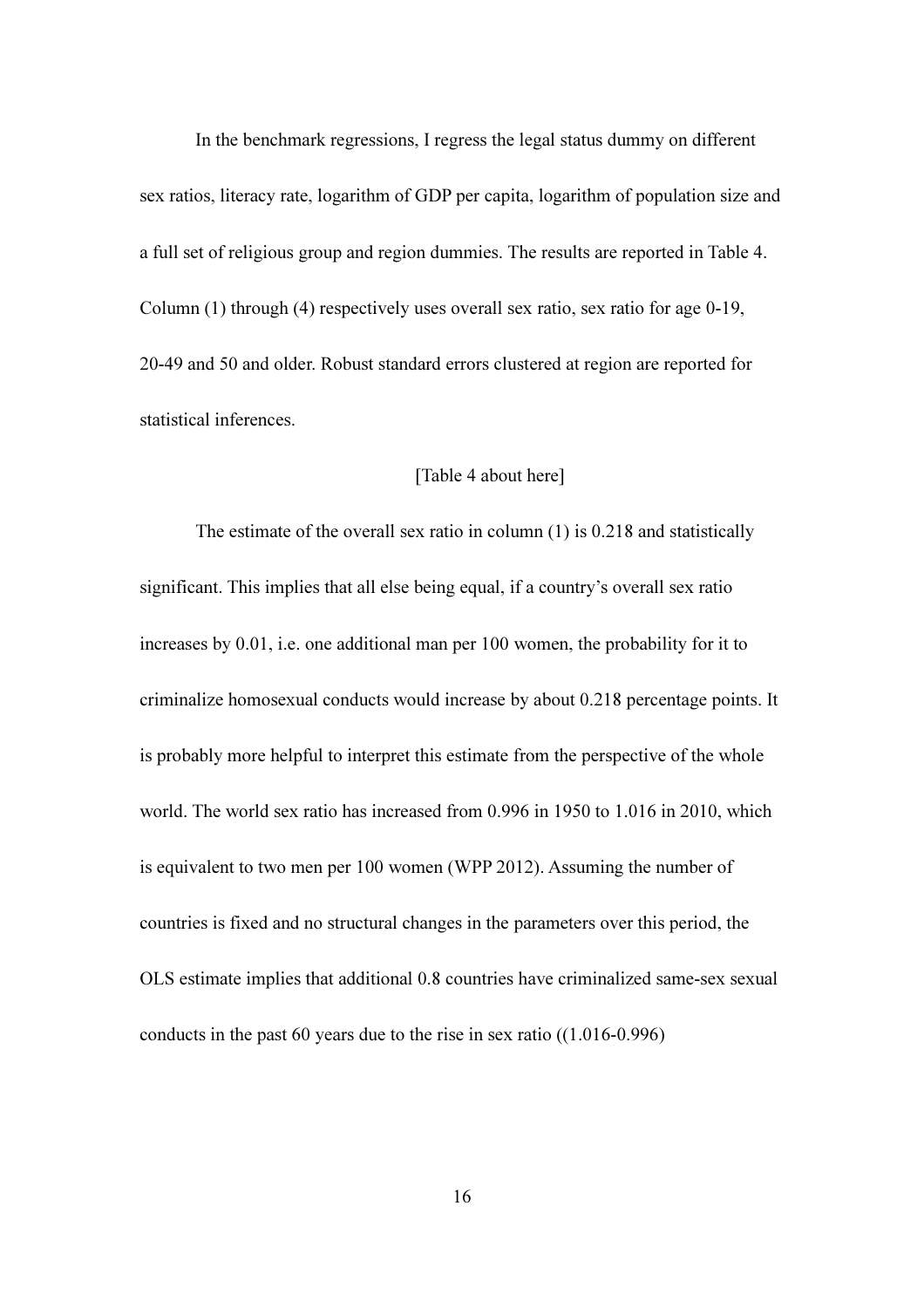In the benchmark regressions, I regress the legal status dummy on different sex ratios, literacy rate, logarithm of GDP per capita, logarithm of population size and a full set of religious group and region dummies. The results are reported in Table 4. Column (1) through (4) respectively uses overall sex ratio, sex ratio for age 0-19, 20-49 and 50 and older. Robust standard errors clustered at region are reported for statistical inferences.

[Table 4 about here]

The estimate of the overall sex ratio in column (1) is 0.218 and statistically significant. This implies that all else being equal, if a country's overall sex ratio increases by 0.01, i.e. one additional man per 100 women, the probability for it to criminalize homosexual conducts would increase by about 0.218 percentage points. It is probably more helpful to interpret this estimate from the perspective of the whole world. The world sex ratio has increased from 0.996 in 1950 to 1.016 in 2010, which is equivalent to two men per 100 women (WPP 2012). Assuming the number of countries is fixed and no structural changes in the parameters over this period, the OLS estimate implies that additional 0.8 countries have criminalized same-sex sexual conducts in the past 60 years due to the rise in sex ratio ((1.016-0.996)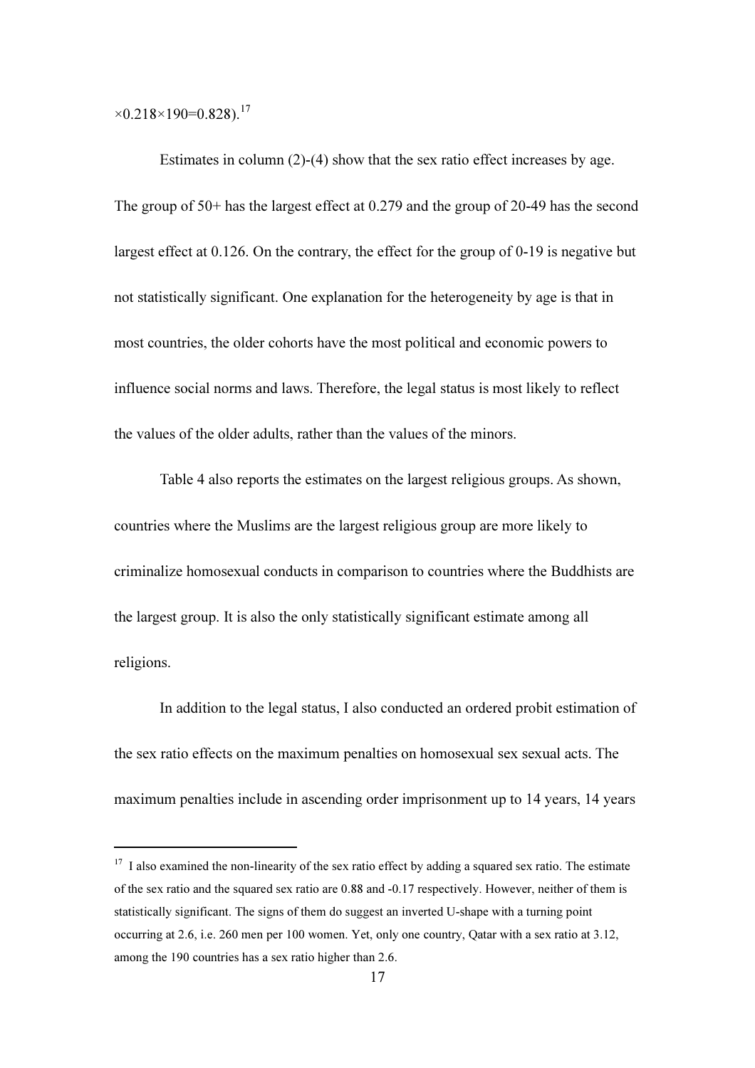×0.218×190=0.828).[17]

Estimates in column (2)-(4) show that the sex ratio effect increases by age. The group of 50+ has the largest effect at 0.279 and the group of 20-49 has the second largest effect at 0.126. On the contrary, the effect for the group of 0-19 is negative but not statistically significant. One explanation for the heterogeneity by age is that in most countries, the older cohorts have the most political and economic powers to influence social norms and laws. Therefore, the legal status is most likely to reflect the values of the older adults, rather than the values of the minors.

Table 4 also reports the estimates on the largest religious groups. As shown, countries where the Muslims are the largest religious group are more likely to criminalize homosexual conducts in comparison to countries where the Buddhists are the largest group. It is also the only statistically significant estimate among all religions.

In addition to the legal status, I also conducted an ordered probit estimation of the sex ratio effects on the maximum penalties on homosexual sex sexual acts. The maximum penalties include in ascending order imprisonment up to 14 years, 14 years

---

[17] I also examined the non-linearity of the sex ratio effect by adding a squared sex ratio. The estimate of the sex ratio and the squared sex ratio are 0.88 and -0.17 respectively. However, neither of them is statistically significant. The signs of them do suggest an inverted U-shape with a turning point occurring at 2.6, i.e. 260 men per 100 women. Yet, only one country, Qatar with a sex ratio at 3.12, among the 190 countries has a sex ratio higher than 2.6.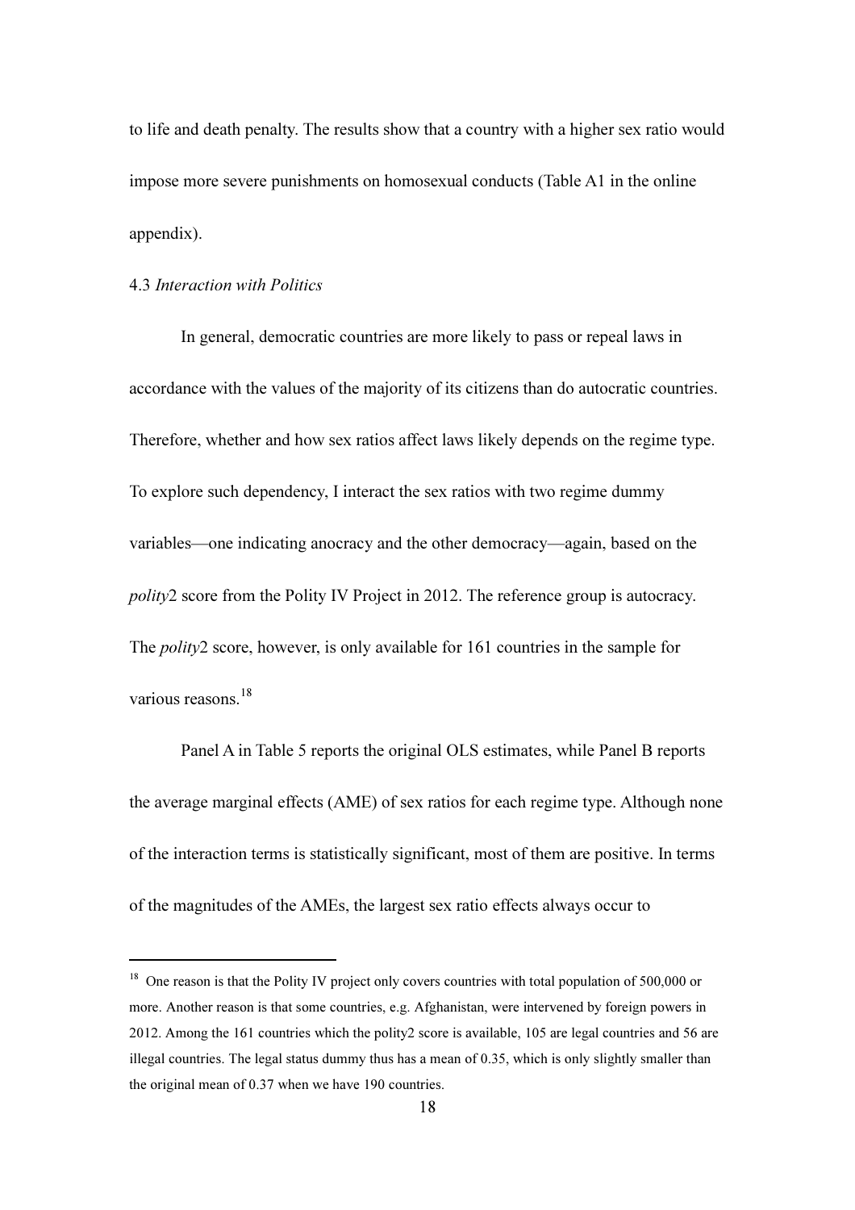to life and death penalty. The results show that a country with a higher sex ratio would impose more severe punishments on homosexual conducts (Table A1 in the online appendix).

4.3 *Interaction with Politics*

In general, democratic countries are more likely to pass or repeal laws in accordance with the values of the majority of its citizens than do autocratic countries. Therefore, whether and how sex ratios affect laws likely depends on the regime type. To explore such dependency, I interact the sex ratios with two regime dummy variables—one indicating anocracy and the other democracy—again, based on the *polity*2 score from the Polity IV Project in 2012. The reference group is autocracy. The *polity*2 score, however, is only available for 161 countries in the sample for various reasons.[18]

Panel A in Table 5 reports the original OLS estimates, while Panel B reports the average marginal effects (AME) of sex ratios for each regime type. Although none of the interaction terms is statistically significant, most of them are positive. In terms of the magnitudes of the AMEs, the largest sex ratio effects always occur to

---

[18] One reason is that the Polity IV project only covers countries with total population of 500,000 or more. Another reason is that some countries, e.g. Afghanistan, were intervened by foreign powers in 2012. Among the 161 countries which the polity2 score is available, 105 are legal countries and 56 are illegal countries. The legal status dummy thus has a mean of 0.35, which is only slightly smaller than the original mean of 0.37 when we have 190 countries.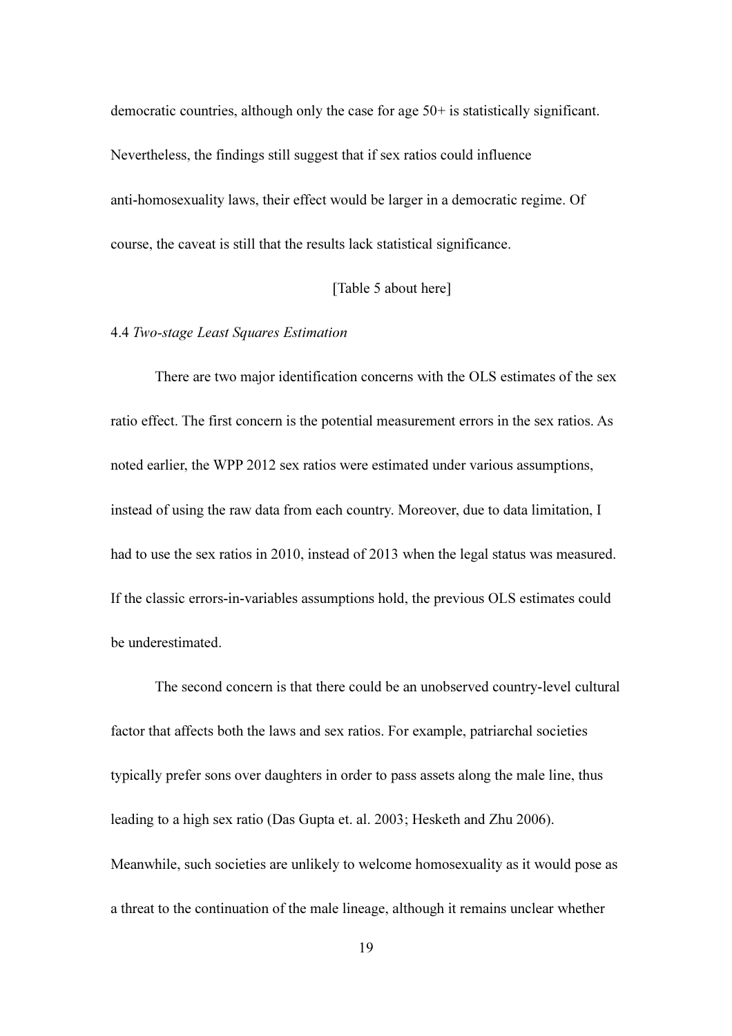democratic countries, although only the case for age 50+ is statistically significant. Nevertheless, the findings still suggest that if sex ratios could influence anti-homosexuality laws, their effect would be larger in a democratic regime. Of course, the caveat is still that the results lack statistical significance.

[Table 5 about here]

### 4.4 *Two-stage Least Squares Estimation*

There are two major identification concerns with the OLS estimates of the sex ratio effect. The first concern is the potential measurement errors in the sex ratios. As noted earlier, the WPP 2012 sex ratios were estimated under various assumptions, instead of using the raw data from each country. Moreover, due to data limitation, I had to use the sex ratios in 2010, instead of 2013 when the legal status was measured. If the classic errors-in-variables assumptions hold, the previous OLS estimates could be underestimated.

The second concern is that there could be an unobserved country-level cultural factor that affects both the laws and sex ratios. For example, patriarchal societies typically prefer sons over daughters in order to pass assets along the male line, thus leading to a high sex ratio (Das Gupta et. al. 2003; Hesketh and Zhu 2006). Meanwhile, such societies are unlikely to welcome homosexuality as it would pose as a threat to the continuation of the male lineage, although it remains unclear whether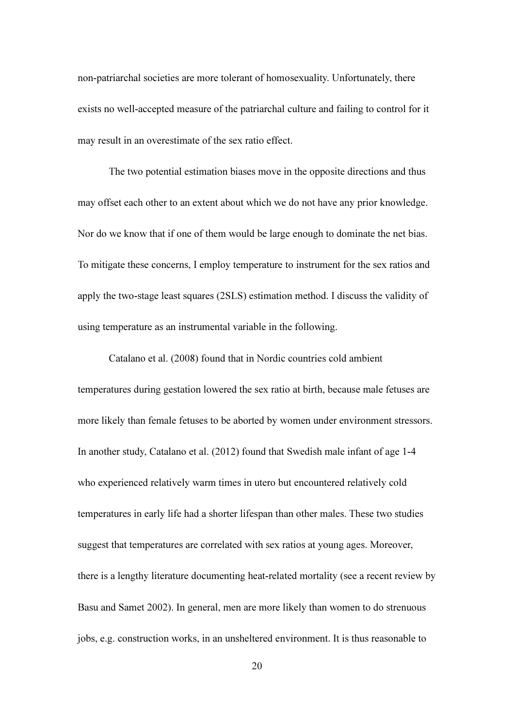non-patriarchal societies are more tolerant of homosexuality. Unfortunately, there exists no well-accepted measure of the patriarchal culture and failing to control for it may result in an overestimate of the sex ratio effect.

The two potential estimation biases move in the opposite directions and thus may offset each other to an extent about which we do not have any prior knowledge. Nor do we know that if one of them would be large enough to dominate the net bias. To mitigate these concerns, I employ temperature to instrument for the sex ratios and apply the two-stage least squares (2SLS) estimation method. I discuss the validity of using temperature as an instrumental variable in the following.

Catalano et al. (2008) found that in Nordic countries cold ambient temperatures during gestation lowered the sex ratio at birth, because male fetuses are more likely than female fetuses to be aborted by women under environment stressors. In another study, Catalano et al. (2012) found that Swedish male infant of age 1-4 who experienced relatively warm times in utero but encountered relatively cold temperatures in early life had a shorter lifespan than other males. These two studies suggest that temperatures are correlated with sex ratios at young ages. Moreover, there is a lengthy literature documenting heat-related mortality (see a recent review by Basu and Samet 2002). In general, men are more likely than women to do strenuous jobs, e.g. construction works, in an unsheltered environment. It is thus reasonable to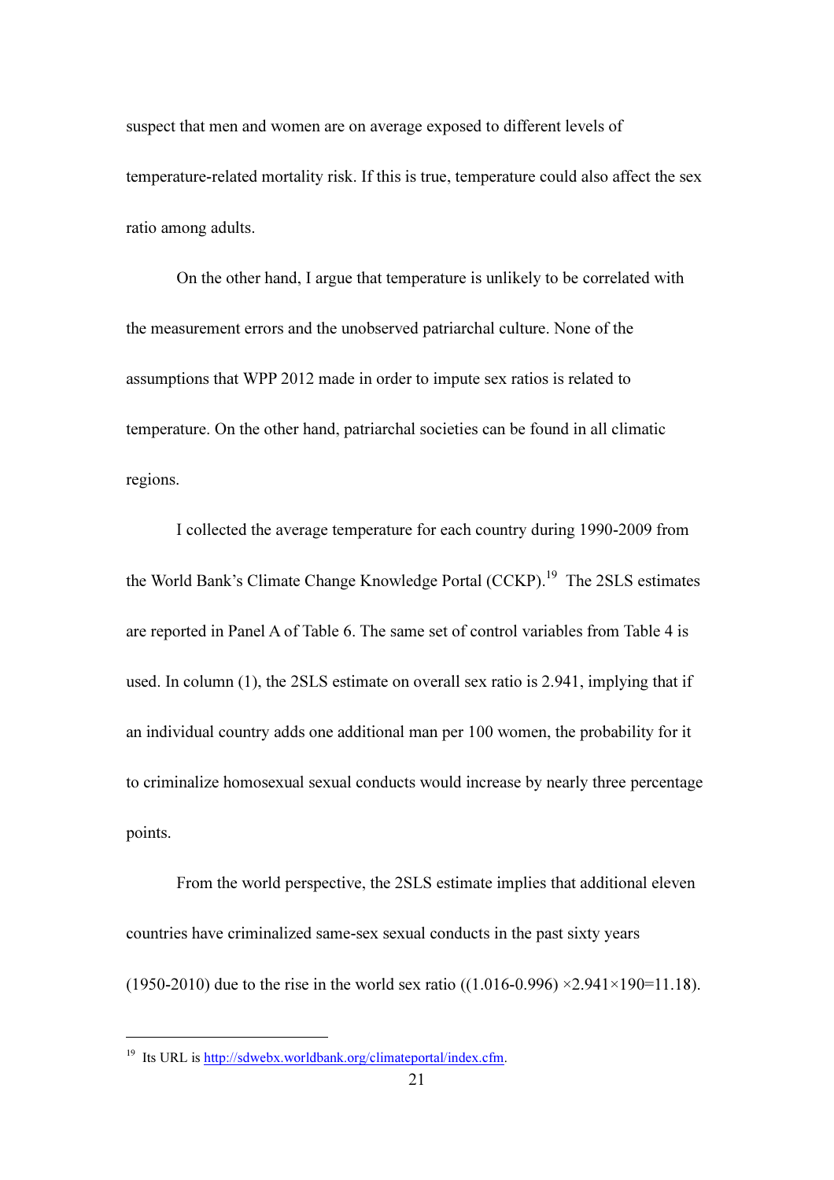suspect that men and women are on average exposed to different levels of temperature-related mortality risk. If this is true, temperature could also affect the sex ratio among adults.

On the other hand, I argue that temperature is unlikely to be correlated with the measurement errors and the unobserved patriarchal culture. None of the assumptions that WPP 2012 made in order to impute sex ratios is related to temperature. On the other hand, patriarchal societies can be found in all climatic regions.

I collected the average temperature for each country during 1990-2009 from the World Bank's Climate Change Knowledge Portal (CCKP).[19] The 2SLS estimates are reported in Panel A of Table 6. The same set of control variables from Table 4 is used. In column (1), the 2SLS estimate on overall sex ratio is 2.941, implying that if an individual country adds one additional man per 100 women, the probability for it to criminalize homosexual sexual conducts would increase by nearly three percentage points.

From the world perspective, the 2SLS estimate implies that additional eleven countries have criminalized same-sex sexual conducts in the past sixty years (1950-2010) due to the rise in the world sex ratio ((1.016-0.996) ×2.941×190=11.18).

---

[19] Its URL is http://sdwebx.worldbank.org/climateportal/index.cfm.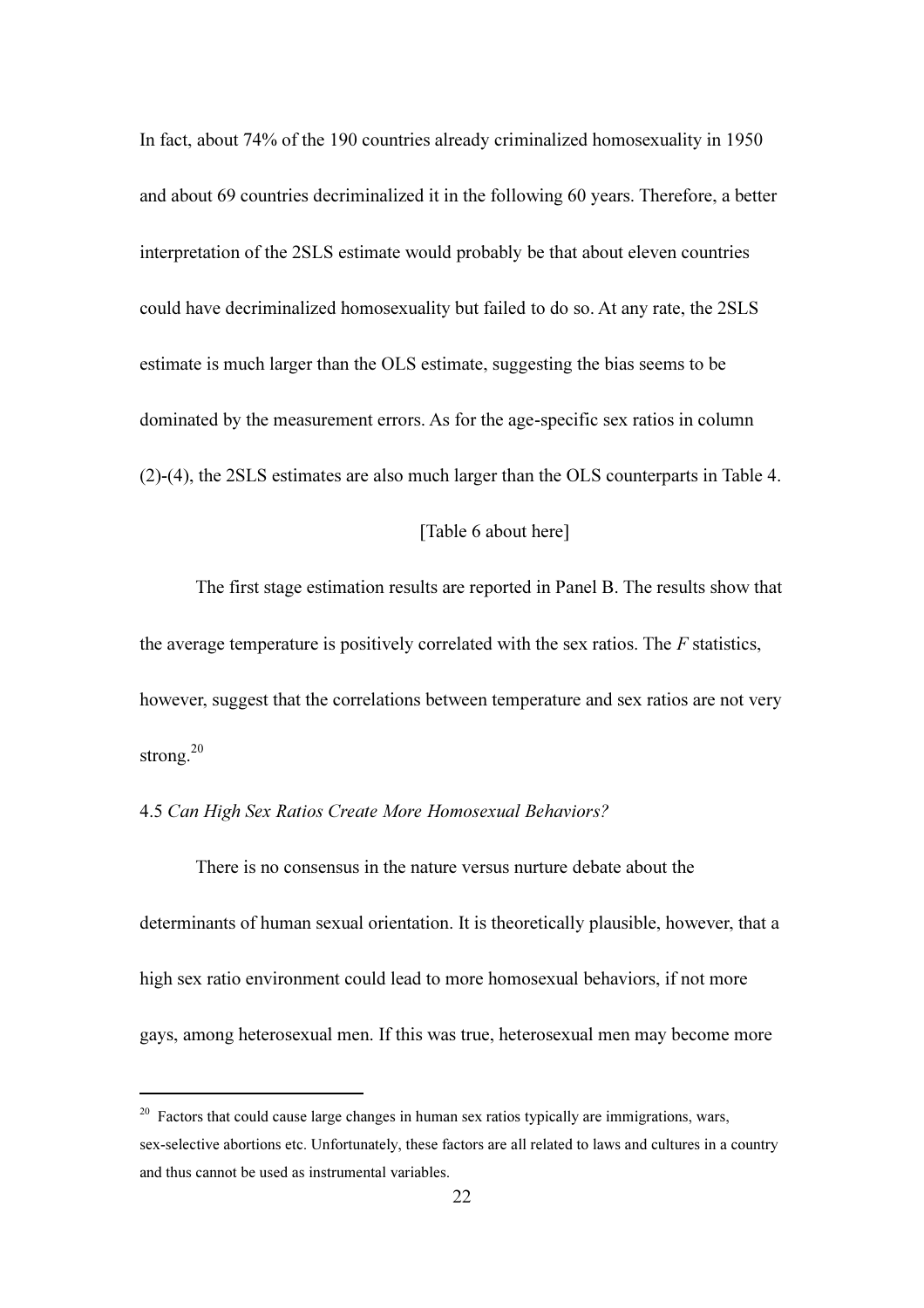In fact, about 74% of the 190 countries already criminalized homosexuality in 1950 and about 69 countries decriminalized it in the following 60 years. Therefore, a better interpretation of the 2SLS estimate would probably be that about eleven countries could have decriminalized homosexuality but failed to do so. At any rate, the 2SLS estimate is much larger than the OLS estimate, suggesting the bias seems to be dominated by the measurement errors. As for the age-specific sex ratios in column (2)-(4), the 2SLS estimates are also much larger than the OLS counterparts in Table 4.

[Table 6 about here]

The first stage estimation results are reported in Panel B. The results show that the average temperature is positively correlated with the sex ratios. The *F* statistics, however, suggest that the correlations between temperature and sex ratios are not very strong.[20]

### 4.5 *Can High Sex Ratios Create More Homosexual Behaviors?*

There is no consensus in the nature versus nurture debate about the determinants of human sexual orientation. It is theoretically plausible, however, that a high sex ratio environment could lead to more homosexual behaviors, if not more gays, among heterosexual men. If this was true, heterosexual men may become more

[20] Factors that could cause large changes in human sex ratios typically are immigrations, wars, sex-selective abortions etc. Unfortunately, these factors are all related to laws and cultures in a country and thus cannot be used as instrumental variables.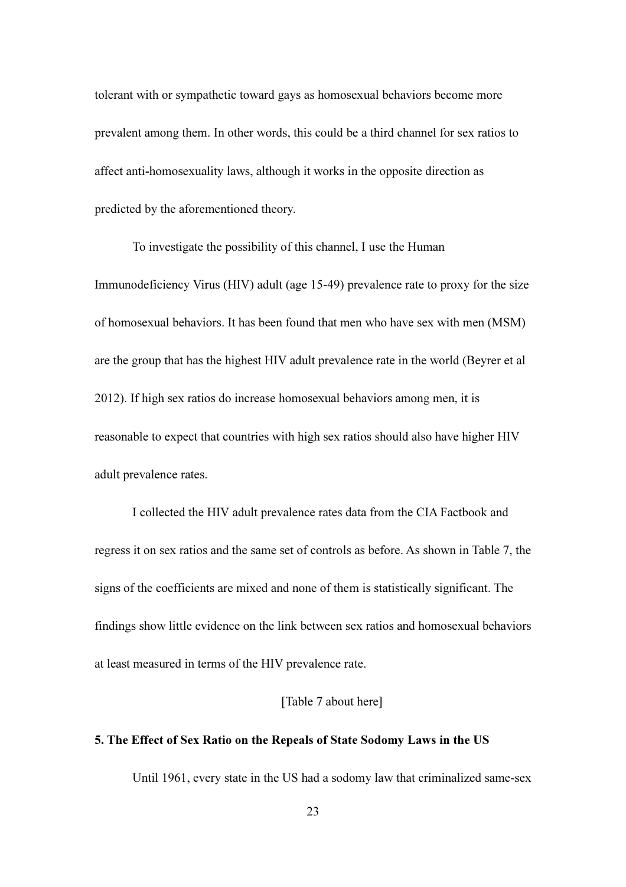tolerant with or sympathetic toward gays as homosexual behaviors become more prevalent among them. In other words, this could be a third channel for sex ratios to affect anti-homosexuality laws, although it works in the opposite direction as predicted by the aforementioned theory.

To investigate the possibility of this channel, I use the Human Immunodeficiency Virus (HIV) adult (age 15-49) prevalence rate to proxy for the size of homosexual behaviors. It has been found that men who have sex with men (MSM) are the group that has the highest HIV adult prevalence rate in the world (Beyrer et al 2012). If high sex ratios do increase homosexual behaviors among men, it is reasonable to expect that countries with high sex ratios should also have higher HIV adult prevalence rates.

I collected the HIV adult prevalence rates data from the CIA Factbook and regress it on sex ratios and the same set of controls as before. As shown in Table 7, the signs of the coefficients are mixed and none of them is statistically significant. The findings show little evidence on the link between sex ratios and homosexual behaviors at least measured in terms of the HIV prevalence rate.

[Table 7 about here]

**5. The Effect of Sex Ratio on the Repeals of State Sodomy Laws in the US**

Until 1961, every state in the US had a sodomy law that criminalized same-sex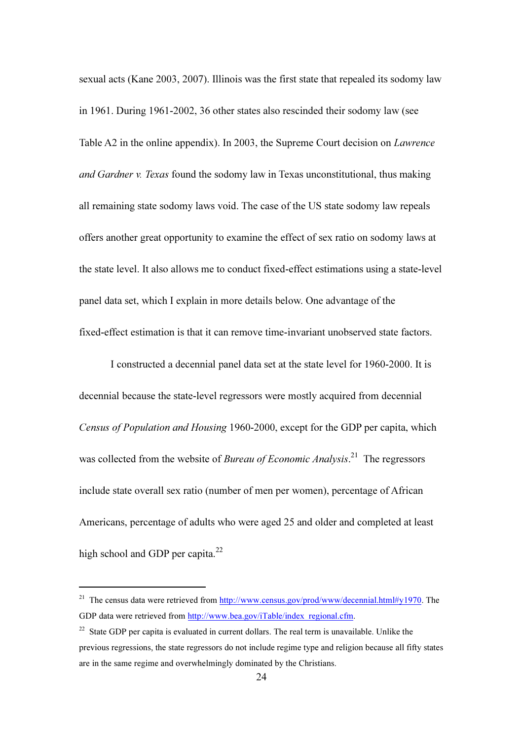sexual acts (Kane 2003, 2007). Illinois was the first state that repealed its sodomy law in 1961. During 1961-2002, 36 other states also rescinded their sodomy law (see Table A2 in the online appendix). In 2003, the Supreme Court decision on *Lawrence and Gardner v. Texas* found the sodomy law in Texas unconstitutional, thus making all remaining state sodomy laws void. The case of the US state sodomy law repeals offers another great opportunity to examine the effect of sex ratio on sodomy laws at the state level. It also allows me to conduct fixed-effect estimations using a state-level panel data set, which I explain in more details below. One advantage of the fixed-effect estimation is that it can remove time-invariant unobserved state factors.

I constructed a decennial panel data set at the state level for 1960-2000. It is decennial because the state-level regressors were mostly acquired from decennial *Census of Population and Housing* 1960-2000, except for the GDP per capita, which was collected from the website of *Bureau of Economic Analysis*.[21] The regressors include state overall sex ratio (number of men per women), percentage of African Americans, percentage of adults who were aged 25 and older and completed at least high school and GDP per capita.[22]

---

[21] The census data were retrieved from http://www.census.gov/prod/www/decennial.html#y1970. The GDP data were retrieved from http://www.bea.gov/iTable/index_regional.cfm.

[22] State GDP per capita is evaluated in current dollars. The real term is unavailable. Unlike the previous regressions, the state regressors do not include regime type and religion because all fifty states are in the same regime and overwhelmingly dominated by the Christians.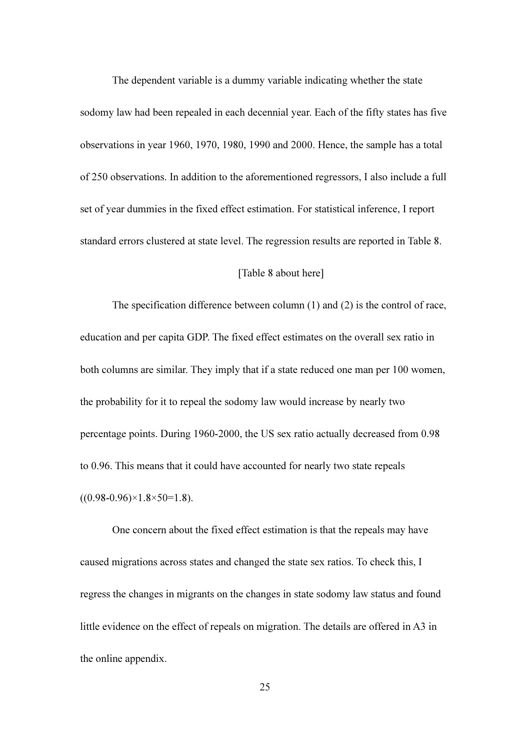The dependent variable is a dummy variable indicating whether the state sodomy law had been repealed in each decennial year. Each of the fifty states has five observations in year 1960, 1970, 1980, 1990 and 2000. Hence, the sample has a total of 250 observations. In addition to the aforementioned regressors, I also include a full set of year dummies in the fixed effect estimation. For statistical inference, I report standard errors clustered at state level. The regression results are reported in Table 8.

[Table 8 about here]

The specification difference between column (1) and (2) is the control of race, education and per capita GDP. The fixed effect estimates on the overall sex ratio in both columns are similar. They imply that if a state reduced one man per 100 women, the probability for it to repeal the sodomy law would increase by nearly two percentage points. During 1960-2000, the US sex ratio actually decreased from 0.98 to 0.96. This means that it could have accounted for nearly two state repeals ($(0.98-0.96)\times1.8\times50=1.8$).

One concern about the fixed effect estimation is that the repeals may have caused migrations across states and changed the state sex ratios. To check this, I regress the changes in migrants on the changes in state sodomy law status and found little evidence on the effect of repeals on migration. The details are offered in A3 in the online appendix.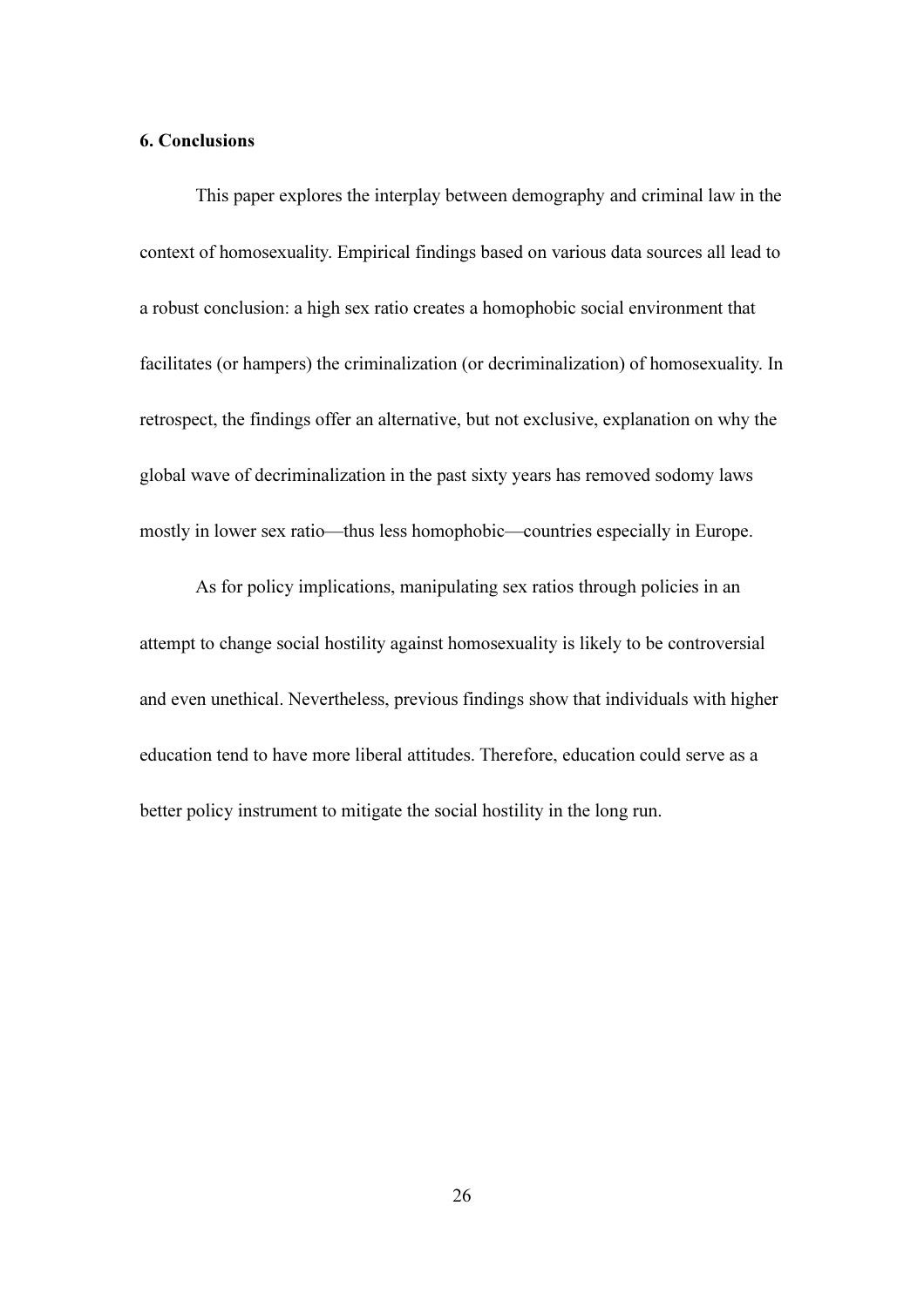## 6. Conclusions

This paper explores the interplay between demography and criminal law in the context of homosexuality. Empirical findings based on various data sources all lead to a robust conclusion: a high sex ratio creates a homophobic social environment that facilitates (or hampers) the criminalization (or decriminalization) of homosexuality. In retrospect, the findings offer an alternative, but not exclusive, explanation on why the global wave of decriminalization in the past sixty years has removed sodomy laws mostly in lower sex ratio—thus less homophobic—countries especially in Europe.

As for policy implications, manipulating sex ratios through policies in an attempt to change social hostility against homosexuality is likely to be controversial and even unethical. Nevertheless, previous findings show that individuals with higher education tend to have more liberal attitudes. Therefore, education could serve as a better policy instrument to mitigate the social hostility in the long run.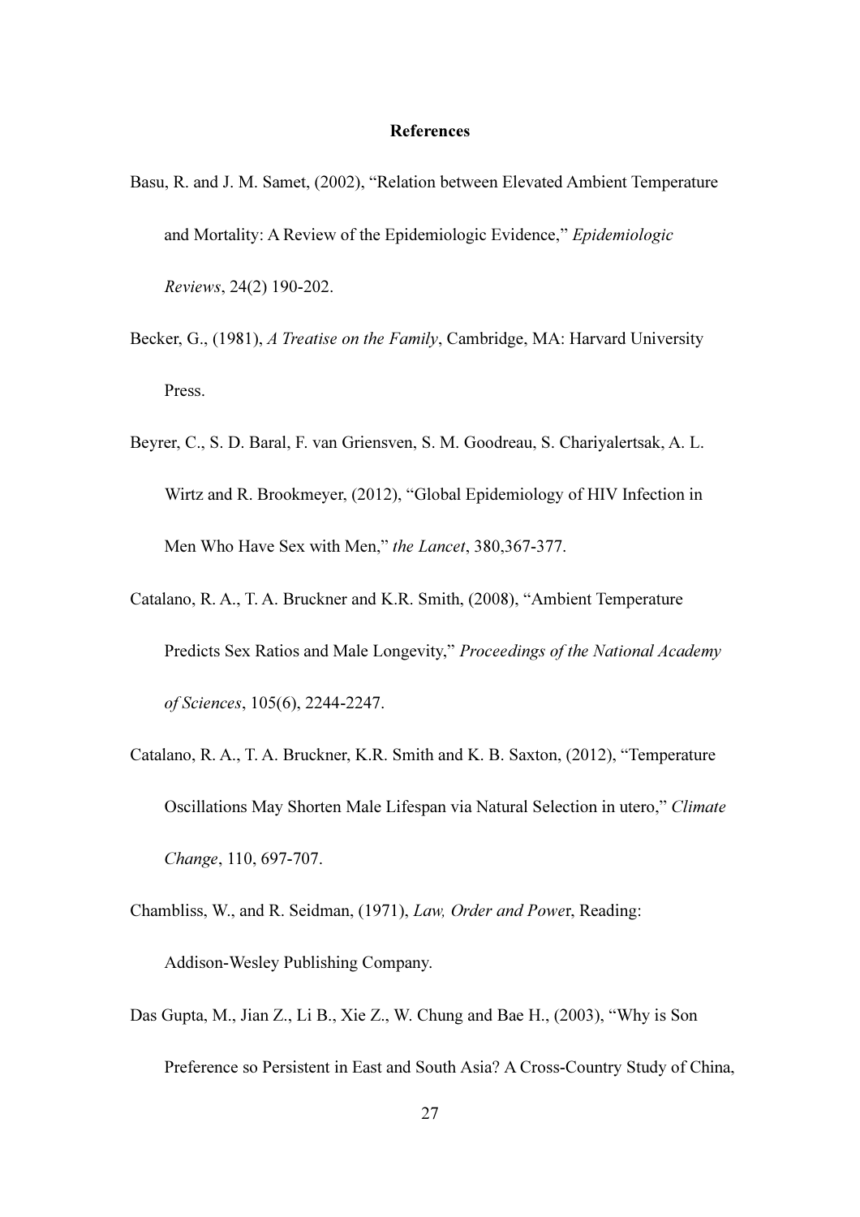## References

Basu, R. and J. M. Samet, (2002), "Relation between Elevated Ambient Temperature and Mortality: A Review of the Epidemiologic Evidence," *Epidemiologic Reviews*, 24(2) 190-202.

Becker, G., (1981), *A Treatise on the Family*, Cambridge, MA: Harvard University Press.

Beyrer, C., S. D. Baral, F. van Griensven, S. M. Goodreau, S. Chariyalertsak, A. L. Wirtz and R. Brookmeyer, (2012), "Global Epidemiology of HIV Infection in Men Who Have Sex with Men," *the Lancet*, 380,367-377.

Catalano, R. A., T. A. Bruckner and K.R. Smith, (2008), "Ambient Temperature Predicts Sex Ratios and Male Longevity," *Proceedings of the National Academy of Sciences*, 105(6), 2244-2247.

Catalano, R. A., T. A. Bruckner, K.R. Smith and K. B. Saxton, (2012), "Temperature Oscillations May Shorten Male Lifespan via Natural Selection in utero," *Climate Change*, 110, 697-707.

Chambliss, W., and R. Seidman, (1971), *Law, Order and Power*, Reading: Addison-Wesley Publishing Company.

Das Gupta, M., Jian Z., Li B., Xie Z., W. Chung and Bae H., (2003), "Why is Son Preference so Persistent in East and South Asia? A Cross-Country Study of China,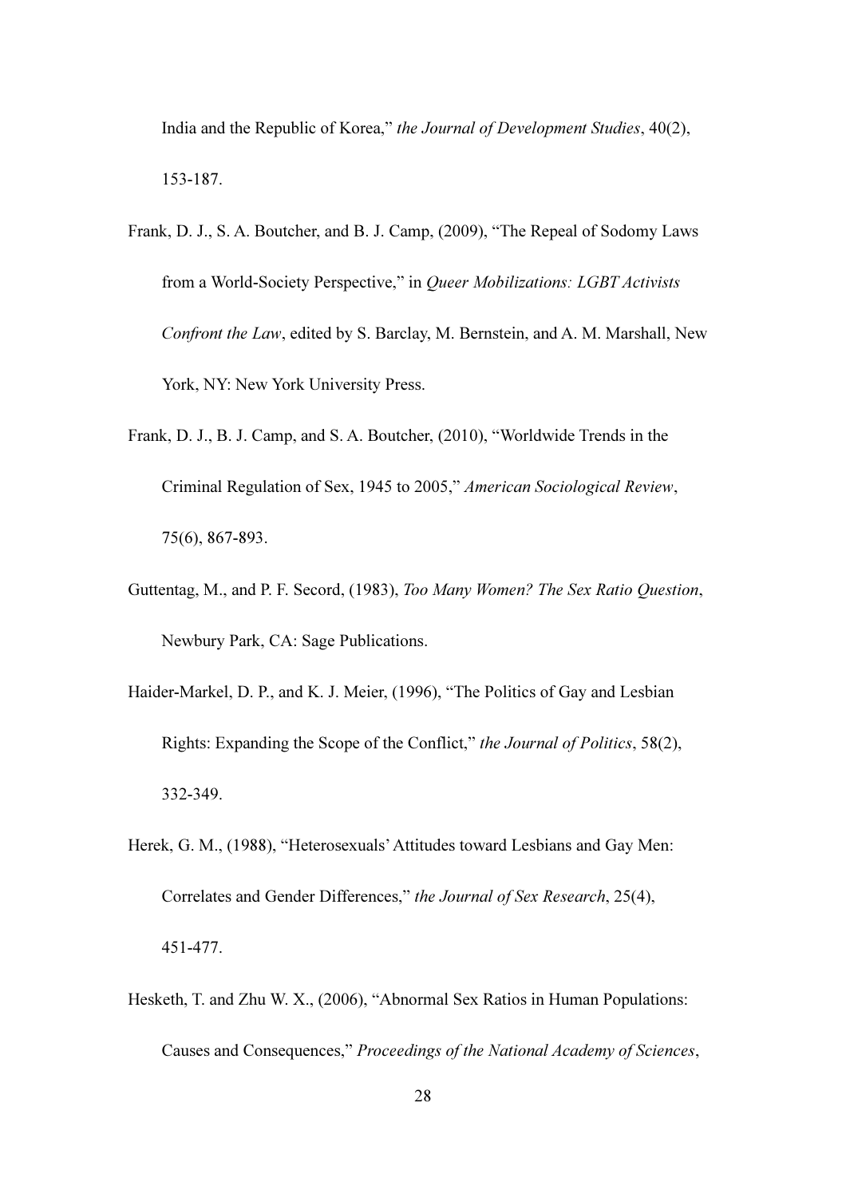India and the Republic of Korea," *the Journal of Development Studies*, 40(2), 153-187.

Frank, D. J., S. A. Boutcher, and B. J. Camp, (2009), "The Repeal of Sodomy Laws from a World-Society Perspective," in *Queer Mobilizations: LGBT Activists Confront the Law*, edited by S. Barclay, M. Bernstein, and A. M. Marshall, New York, NY: New York University Press.

Frank, D. J., B. J. Camp, and S. A. Boutcher, (2010), "Worldwide Trends in the Criminal Regulation of Sex, 1945 to 2005," *American Sociological Review*, 75(6), 867-893.

Guttentag, M., and P. F. Secord, (1983), *Too Many Women? The Sex Ratio Question*, Newbury Park, CA: Sage Publications.

Haider-Markel, D. P., and K. J. Meier, (1996), "The Politics of Gay and Lesbian Rights: Expanding the Scope of the Conflict," *the Journal of Politics*, 58(2), 332-349.

Herek, G. M., (1988), "Heterosexuals' Attitudes toward Lesbians and Gay Men: Correlates and Gender Differences," *the Journal of Sex Research*, 25(4), 451-477.

Hesketh, T. and Zhu W. X., (2006), "Abnormal Sex Ratios in Human Populations: Causes and Consequences," *Proceedings of the National Academy of Sciences*,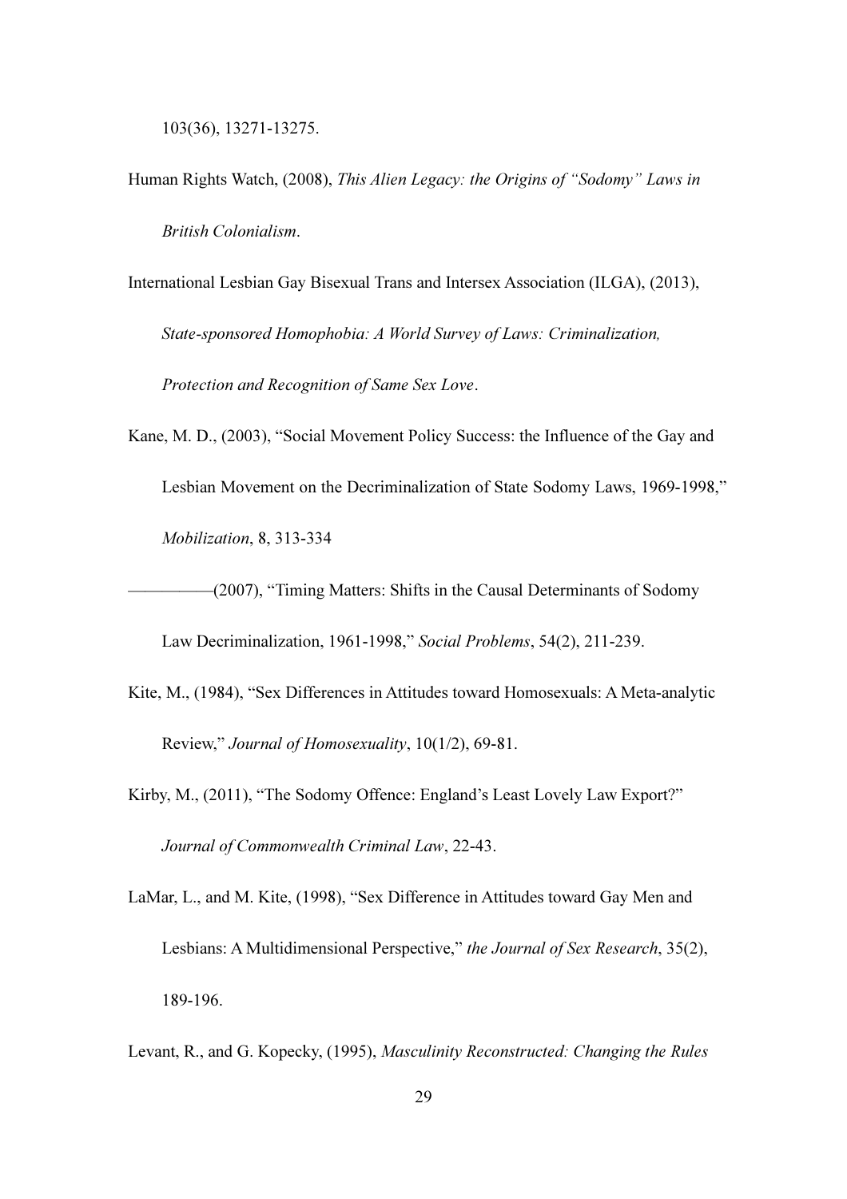103(36), 13271-13275.

Human Rights Watch, (2008), *This Alien Legacy: the Origins of "Sodomy" Laws in British Colonialism*.

International Lesbian Gay Bisexual Trans and Intersex Association (ILGA), (2013), *State-sponsored Homophobia: A World Survey of Laws: Criminalization, Protection and Recognition of Same Sex Love*.

Kane, M. D., (2003), "Social Movement Policy Success: the Influence of the Gay and Lesbian Movement on the Decriminalization of State Sodomy Laws, 1969-1998," *Mobilization*, 8, 313-334

——————(2007), "Timing Matters: Shifts in the Causal Determinants of Sodomy Law Decriminalization, 1961-1998," *Social Problems*, 54(2), 211-239.

Kite, M., (1984), "Sex Differences in Attitudes toward Homosexuals: A Meta-analytic Review," *Journal of Homosexuality*, 10(1/2), 69-81.

Kirby, M., (2011), "The Sodomy Offence: England's Least Lovely Law Export?" *Journal of Commonwealth Criminal Law*, 22-43.

LaMar, L., and M. Kite, (1998), "Sex Difference in Attitudes toward Gay Men and Lesbians: A Multidimensional Perspective," *the Journal of Sex Research*, 35(2), 189-196.

Levant, R., and G. Kopecky, (1995), *Masculinity Reconstructed: Changing the Rules*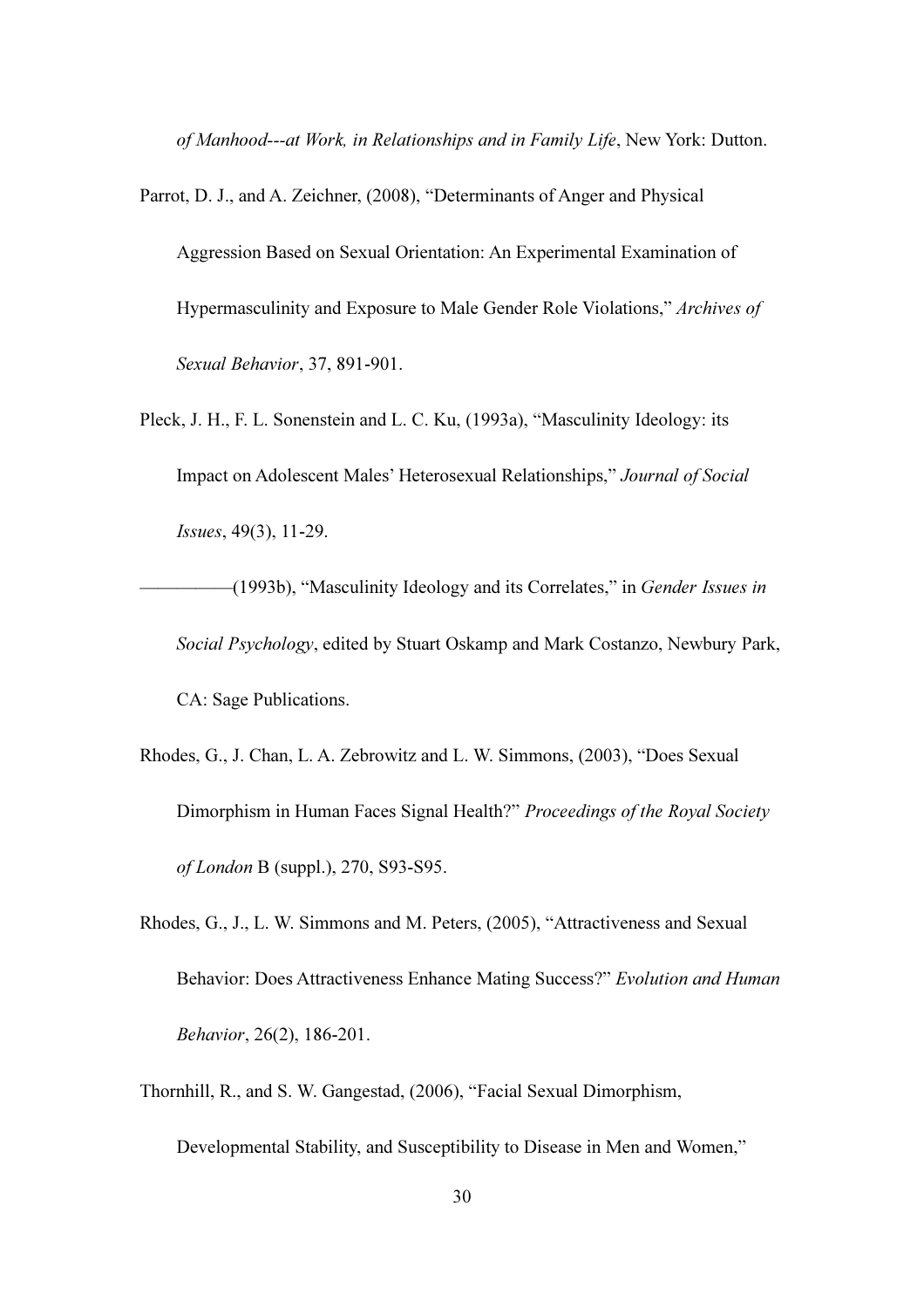*of Manhood---at Work, in Relationships and in Family Life*, New York: Dutton.

Parrot, D. J., and A. Zeichner, (2008), "Determinants of Anger and Physical Aggression Based on Sexual Orientation: An Experimental Examination of Hypermasculinity and Exposure to Male Gender Role Violations," *Archives of Sexual Behavior*, 37, 891-901.

Pleck, J. H., F. L. Sonenstein and L. C. Ku, (1993a), "Masculinity Ideology: its Impact on Adolescent Males' Heterosexual Relationships," *Journal of Social Issues*, 49(3), 11-29.

——————(1993b), "Masculinity Ideology and its Correlates," in *Gender Issues in Social Psychology*, edited by Stuart Oskamp and Mark Costanzo, Newbury Park, CA: Sage Publications.

Rhodes, G., J. Chan, L. A. Zebrowitz and L. W. Simmons, (2003), "Does Sexual Dimorphism in Human Faces Signal Health?" *Proceedings of the Royal Society of London* B (suppl.), 270, S93-S95.

Rhodes, G., J., L. W. Simmons and M. Peters, (2005), "Attractiveness and Sexual Behavior: Does Attractiveness Enhance Mating Success?" *Evolution and Human Behavior*, 26(2), 186-201.

Thornhill, R., and S. W. Gangestad, (2006), "Facial Sexual Dimorphism, Developmental Stability, and Susceptibility to Disease in Men and Women,"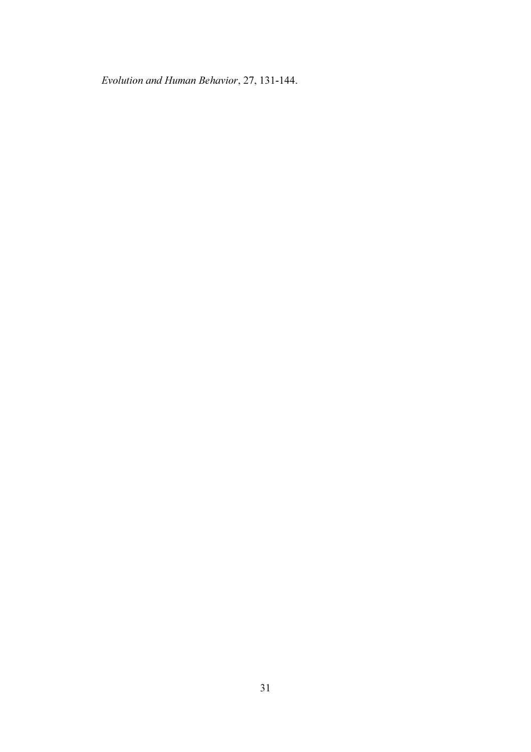*Evolution and Human Behavior*, 27, 131-144.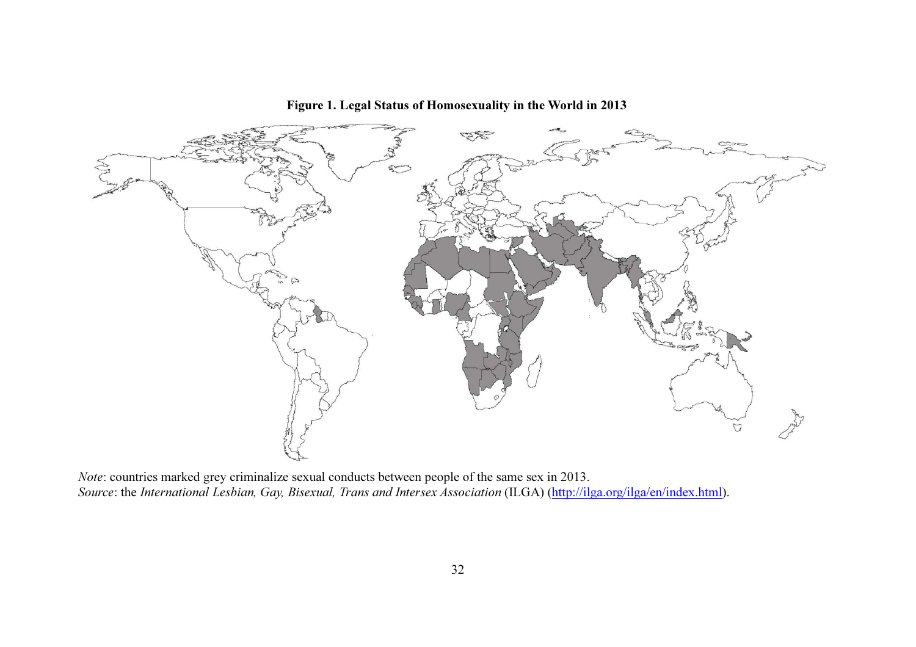**Figure 1. Legal Status of Homosexuality in the World in 2013**

*Note*: countries marked grey criminalize sexual conducts between people of the same sex in 2013.
*Source*: the *International Lesbian, Gay, Bisexual, Trans and Intersex Association* (ILGA) (http://ilga.org/ilga/en/index.html).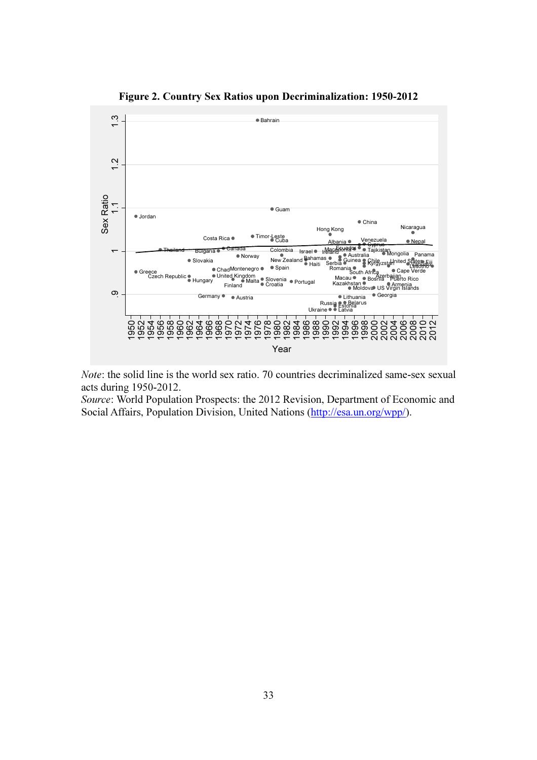**Figure 2. Country Sex Ratios upon Decriminalization: 1950-2012**

*Note*: the solid line is the world sex ratio. 70 countries decriminalized same-sex sexual acts during 1950-2012.

*Source*: World Population Prospects: the 2012 Revision, Department of Economic and Social Affairs, Population Division, United Nations (http://esa.un.org/wpp/).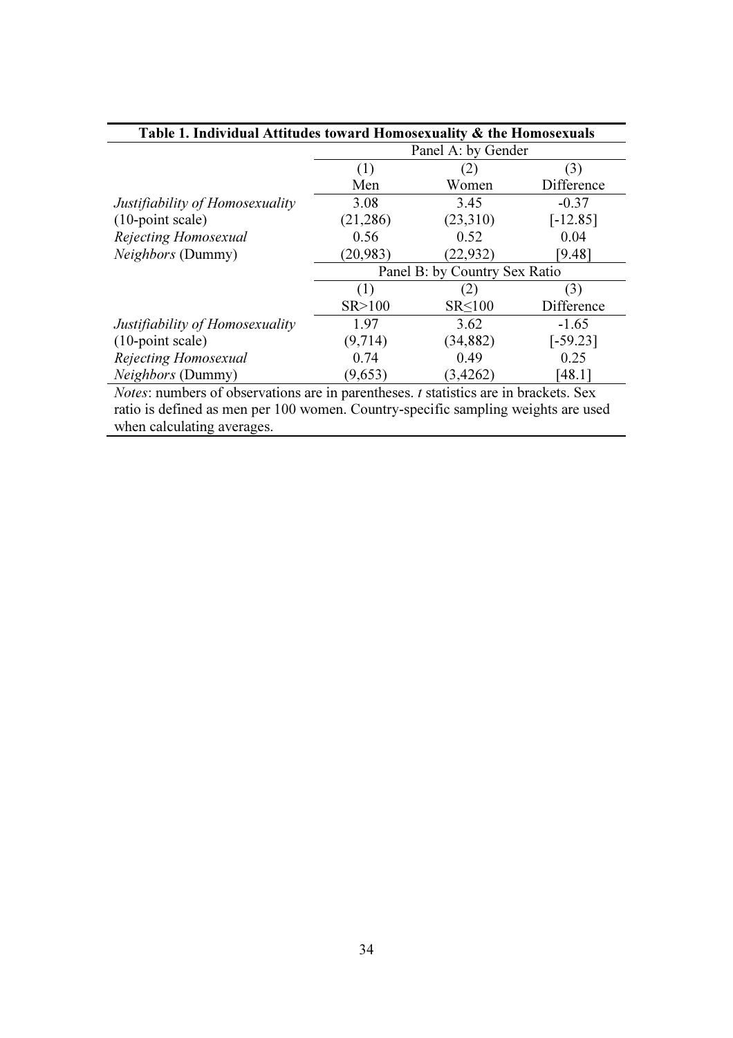**Table 1. Individual Attitudes toward Homosexuality & the Homosexuals**

| | Panel A: by Gender | | |
|---|---|---|---|
| | (1) | (2) | (3) |
| | Men | Women | Difference |
| *Justifiability of Homosexuality* | 3.08 | 3.45 | -0.37 |
| (10-point scale) | (21,286) | (23,310) | [-12.85] |
| *Rejecting Homosexual* | 0.56 | 0.52 | 0.04 |
| *Neighbors* (Dummy) | (20,983) | (22,932) | [9.48] |
| | **Panel B: by Country Sex Ratio** | | |
| | (1) | (2) | (3) |
| | SR>100 | SR≤100 | Difference |
| *Justifiability of Homosexuality* | 1.97 | 3.62 | -1.65 |
| (10-point scale) | (9,714) | (34,882) | [-59.23] |
| *Rejecting Homosexual* | 0.74 | 0.49 | 0.25 |
| *Neighbors* (Dummy) | (9,653) | (3,4262) | [48.1] |

*Notes*: numbers of observations are in parentheses. *t* statistics are in brackets. Sex ratio is defined as men per 100 women. Country-specific sampling weights are used when calculating averages.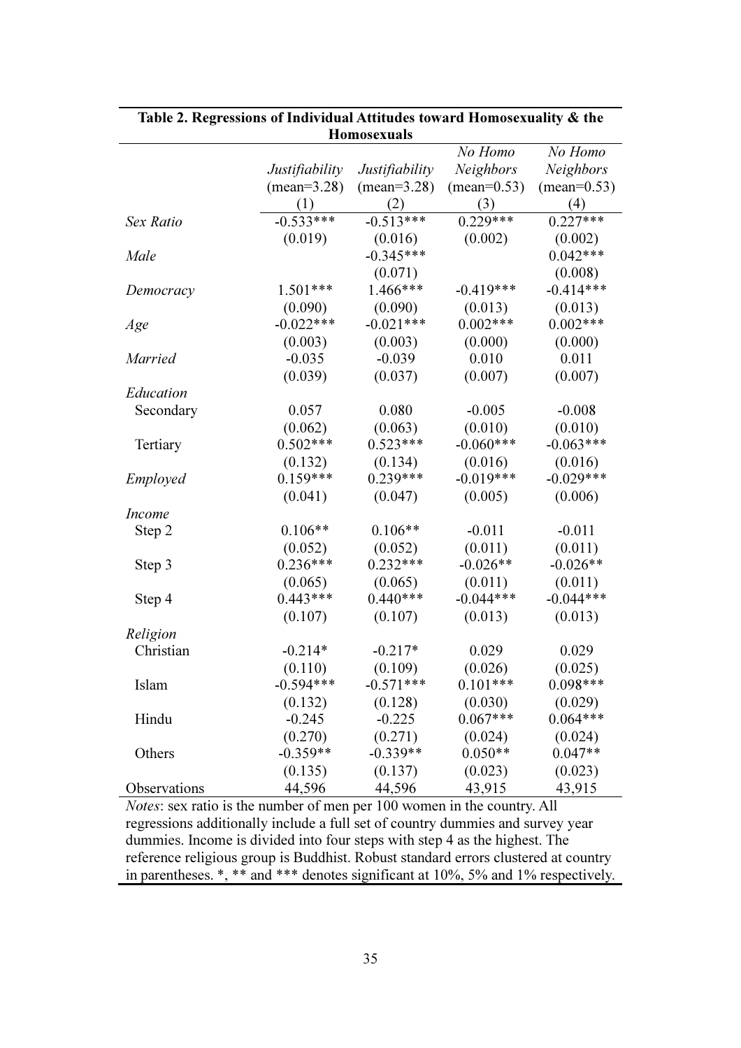**Table 2. Regressions of Individual Attitudes toward Homosexuality & the Homosexuals**

| | *Justifiability* (mean=3.28) (1) | *Justifiability* (mean=3.28) (2) | *No Homo Neighbors* (mean=0.53) (3) | *No Homo Neighbors* (mean=0.53) (4) |
|---|---|---|---|---|
| *Sex Ratio* | -0.533*** | -0.513*** | 0.229*** | 0.227*** |
| | (0.019) | (0.016) | (0.002) | (0.002) |
| *Male* | | -0.345*** | | 0.042*** |
| | | (0.071) | | (0.008) |
| *Democracy* | 1.501*** | 1.466*** | -0.419*** | -0.414*** |
| | (0.090) | (0.090) | (0.013) | (0.013) |
| *Age* | -0.022*** | -0.021*** | 0.002*** | 0.002*** |
| | (0.003) | (0.003) | (0.000) | (0.000) |
| *Married* | -0.035 | -0.039 | 0.010 | 0.011 |
| | (0.039) | (0.037) | (0.007) | (0.007) |
| *Education* | | | | |
| Secondary | 0.057 | 0.080 | -0.005 | -0.008 |
| | (0.062) | (0.063) | (0.010) | (0.010) |
| Tertiary | 0.502*** | 0.523*** | -0.060*** | -0.063*** |
| | (0.132) | (0.134) | (0.016) | (0.016) |
| *Employed* | 0.159*** | 0.239*** | -0.019*** | -0.029*** |
| | (0.041) | (0.047) | (0.005) | (0.006) |
| *Income* | | | | |
| Step 2 | 0.106** | 0.106** | -0.011 | -0.011 |
| | (0.052) | (0.052) | (0.011) | (0.011) |
| Step 3 | 0.236*** | 0.232*** | -0.026** | -0.026** |
| | (0.065) | (0.065) | (0.011) | (0.011) |
| Step 4 | 0.443*** | 0.440*** | -0.044*** | -0.044*** |
| | (0.107) | (0.107) | (0.013) | (0.013) |
| *Religion* | | | | |
| Christian | -0.214* | -0.217* | 0.029 | 0.029 |
| | (0.110) | (0.109) | (0.026) | (0.025) |
| Islam | -0.594*** | -0.571*** | 0.101*** | 0.098*** |
| | (0.132) | (0.128) | (0.030) | (0.029) |
| Hindu | -0.245 | -0.225 | 0.067*** | 0.064*** |
| | (0.270) | (0.271) | (0.024) | (0.024) |
| Others | -0.359** | -0.339** | 0.050** | 0.047** |
| | (0.135) | (0.137) | (0.023) | (0.023) |
| Observations | 44,596 | 44,596 | 43,915 | 43,915 |

*Notes*: sex ratio is the number of men per 100 women in the country. All regressions additionally include a full set of country dummies and survey year dummies. Income is divided into four steps with step 4 as the highest. The reference religious group is Buddhist. Robust standard errors clustered at country in parentheses. *, ** and *** denotes significant at 10%, 5% and 1% respectively.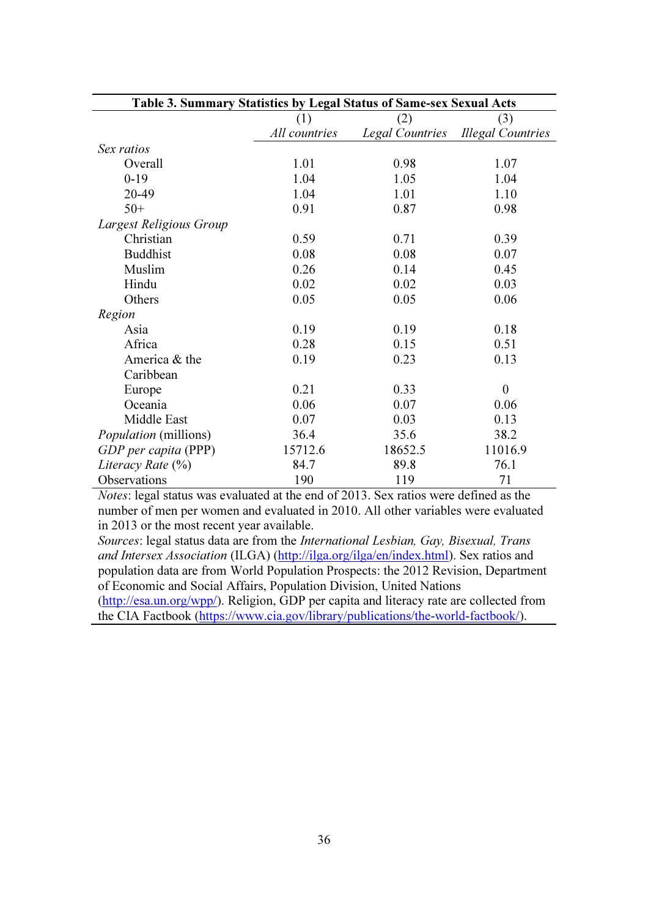**Table 3. Summary Statistics by Legal Status of Same-sex Sexual Acts**

| | (1) | (2) | (3) |
|---|---|---|---|
| | *All countries* | *Legal Countries* | *Illegal Countries* |
| *Sex ratios* | | | |
| Overall | 1.01 | 0.98 | 1.07 |
| 0-19 | 1.04 | 1.05 | 1.04 |
| 20-49 | 1.04 | 1.01 | 1.10 |
| 50+ | 0.91 | 0.87 | 0.98 |
| *Largest Religious Group* | | | |
| Christian | 0.59 | 0.71 | 0.39 |
| Buddhist | 0.08 | 0.08 | 0.07 |
| Muslim | 0.26 | 0.14 | 0.45 |
| Hindu | 0.02 | 0.02 | 0.03 |
| Others | 0.05 | 0.05 | 0.06 |
| *Region* | | | |
| Asia | 0.19 | 0.19 | 0.18 |
| Africa | 0.28 | 0.15 | 0.51 |
| America & the Caribbean | 0.19 | 0.23 | 0.13 |
| Europe | 0.21 | 0.33 | 0 |
| Oceania | 0.06 | 0.07 | 0.06 |
| Middle East | 0.07 | 0.03 | 0.13 |
| *Population* (millions) | 36.4 | 35.6 | 38.2 |
| *GDP per capita* (PPP) | 15712.6 | 18652.5 | 11016.9 |
| *Literacy Rate* (%) | 84.7 | 89.8 | 76.1 |
| Observations | 190 | 119 | 71 |

*Notes*: legal status was evaluated at the end of 2013. Sex ratios were defined as the number of men per women and evaluated in 2010. All other variables were evaluated in 2013 or the most recent year available.

*Sources*: legal status data are from the *International Lesbian, Gay, Bisexual, Trans and Intersex Association* (ILGA) (http://ilga.org/ilga/en/index.html). Sex ratios and population data are from World Population Prospects: the 2012 Revision, Department of Economic and Social Affairs, Population Division, United Nations (http://esa.un.org/wpp/). Religion, GDP per capita and literacy rate are collected from the CIA Factbook (https://www.cia.gov/library/publications/the-world-factbook/).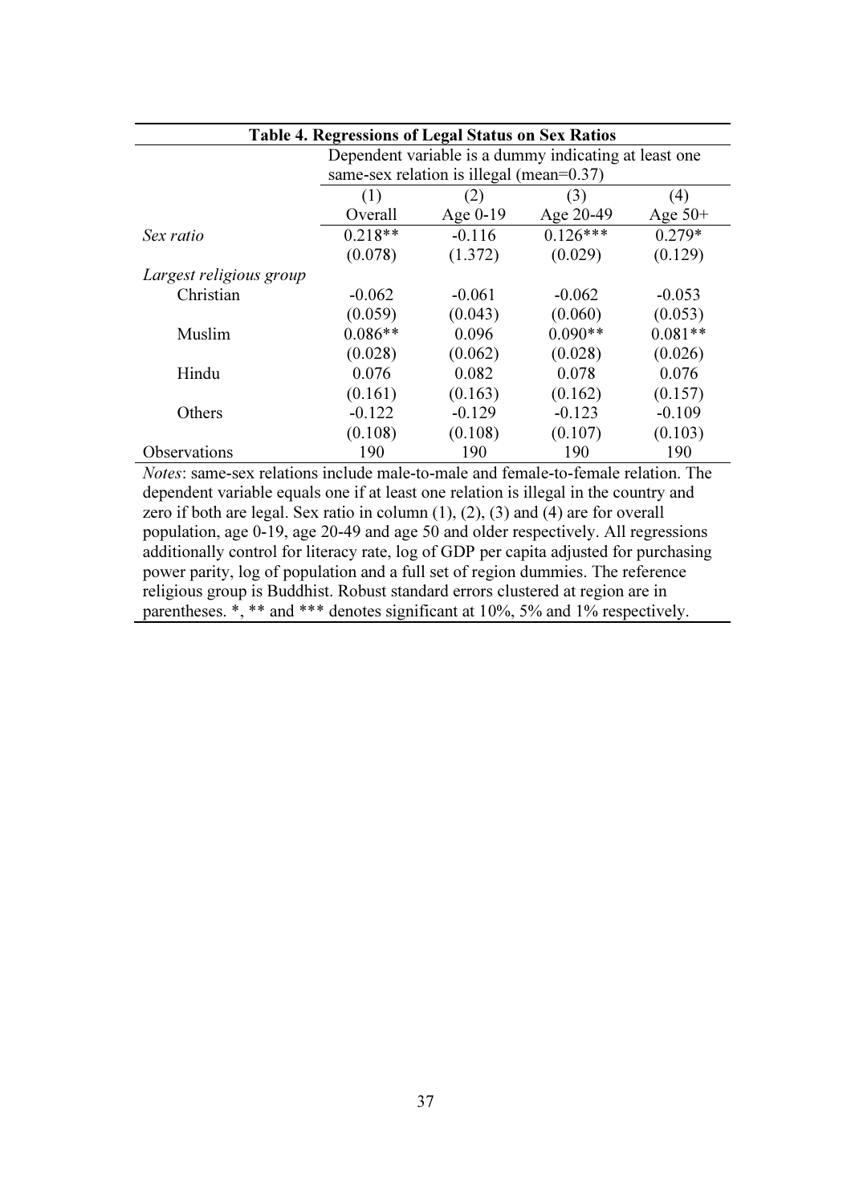**Table 4. Regressions of Legal Status on Sex Ratios**

| | Dependent variable is a dummy indicating at least one same-sex relation is illegal (mean=0.37) | | | |
|---|---|---|---|---|
| | (1) | (2) | (3) | (4) |
| | Overall | Age 0-19 | Age 20-49 | Age 50+ |
| *Sex ratio* | 0.218** | -0.116 | 0.126*** | 0.279* |
| | (0.078) | (1.372) | (0.029) | (0.129) |
| *Largest religious group* | | | | |
| Christian | -0.062 | -0.061 | -0.062 | -0.053 |
| | (0.059) | (0.043) | (0.060) | (0.053) |
| Muslim | 0.086** | 0.096 | 0.090** | 0.081** |
| | (0.028) | (0.062) | (0.028) | (0.026) |
| Hindu | 0.076 | 0.082 | 0.078 | 0.076 |
| | (0.161) | (0.163) | (0.162) | (0.157) |
| Others | -0.122 | -0.129 | -0.123 | -0.109 |
| | (0.108) | (0.108) | (0.107) | (0.103) |
| Observations | 190 | 190 | 190 | 190 |

*Notes*: same-sex relations include male-to-male and female-to-female relation. The dependent variable equals one if at least one relation is illegal in the country and zero if both are legal. Sex ratio in column (1), (2), (3) and (4) are for overall population, age 0-19, age 20-49 and age 50 and older respectively. All regressions additionally control for literacy rate, log of GDP per capita adjusted for purchasing power parity, log of population and a full set of region dummies. The reference religious group is Buddhist. Robust standard errors clustered at region are in parentheses. *, ** and *** denotes significant at 10%, 5% and 1% respectively.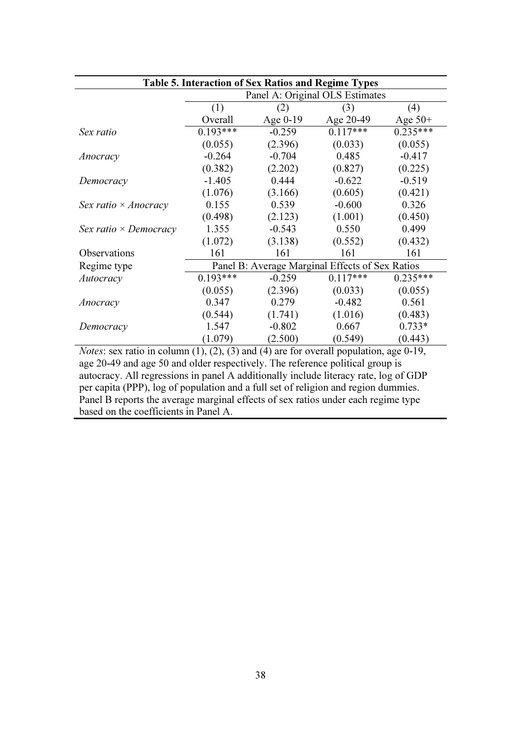**Table 5. Interaction of Sex Ratios and Regime Types**

| | Panel A: Original OLS Estimates | | | |
|---|---|---|---|---|
| | (1) | (2) | (3) | (4) |
| | Overall | Age 0-19 | Age 20-49 | Age 50+ |
| *Sex ratio* | 0.193*** | -0.259 | 0.117*** | 0.235*** |
| | (0.055) | (2.396) | (0.033) | (0.055) |
| *Anocracy* | -0.264 | -0.704 | 0.485 | -0.417 |
| | (0.382) | (2.202) | (0.827) | (0.225) |
| *Democracy* | -1.405 | 0.444 | -0.622 | -0.519 |
| | (1.076) | (3.166) | (0.605) | (0.421) |
| *Sex ratio × Anocracy* | 0.155 | 0.539 | -0.600 | 0.326 |
| | (0.498) | (2.123) | (1.001) | (0.450) |
| *Sex ratio × Democracy* | 1.355 | -0.543 | 0.550 | 0.499 |
| | (1.072) | (3.138) | (0.552) | (0.432) |
| Observations | 161 | 161 | 161 | 161 |
| Regime type | Panel B: Average Marginal Effects of Sex Ratios | | | |
| *Autocracy* | 0.193*** | -0.259 | 0.117*** | 0.235*** |
| | (0.055) | (2.396) | (0.033) | (0.055) |
| *Anocracy* | 0.347 | 0.279 | -0.482 | 0.561 |
| | (0.544) | (1.741) | (1.016) | (0.483) |
| *Democracy* | 1.547 | -0.802 | 0.667 | 0.733* |
| | (1.079) | (2.500) | (0.549) | (0.443) |

*Notes*: sex ratio in column (1), (2), (3) and (4) are for overall population, age 0-19, age 20-49 and age 50 and older respectively. The reference political group is autocracy. All regressions in panel A additionally include literacy rate, log of GDP per capita (PPP), log of population and a full set of religion and region dummies. Panel B reports the average marginal effects of sex ratios under each regime type based on the coefficients in Panel A.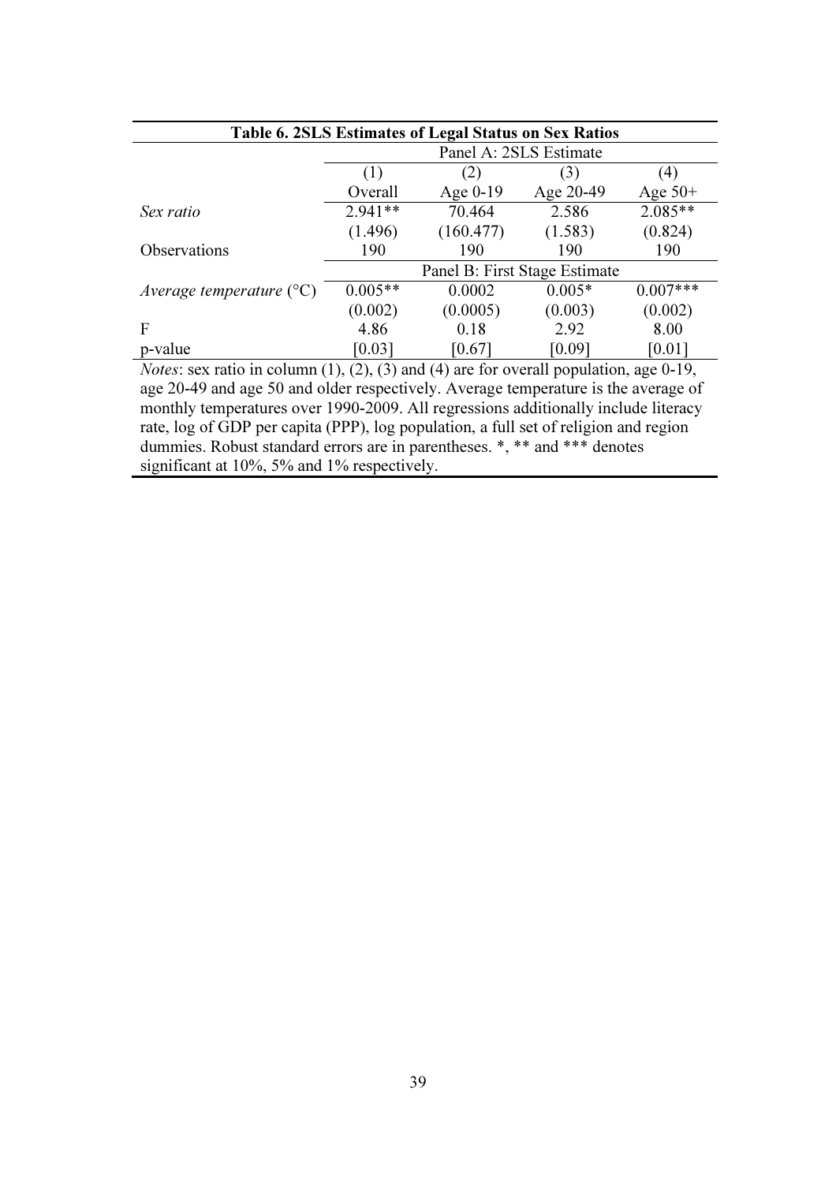**Table 6. 2SLS Estimates of Legal Status on Sex Ratios**

| | Panel A: 2SLS Estimate | | | |
|---|---|---|---|---|
| | (1) | (2) | (3) | (4) |
| | Overall | Age 0-19 | Age 20-49 | Age 50+ |
| *Sex ratio* | 2.941** | 70.464 | 2.586 | 2.085** |
| | (1.496) | (160.477) | (1.583) | (0.824) |
| Observations | 190 | 190 | 190 | 190 |
| | Panel B: First Stage Estimate | | | |
| *Average temperature* (°C) | 0.005** | 0.0002 | 0.005* | 0.007*** |
| | (0.002) | (0.0005) | (0.003) | (0.002) |
| F | 4.86 | 0.18 | 2.92 | 8.00 |
| p-value | [0.03] | [0.67] | [0.09] | [0.01] |

*Notes*: sex ratio in column (1), (2), (3) and (4) are for overall population, age 0-19, age 20-49 and age 50 and older respectively. Average temperature is the average of monthly temperatures over 1990-2009. All regressions additionally include literacy rate, log of GDP per capita (PPP), log population, a full set of religion and region dummies. Robust standard errors are in parentheses. *, ** and *** denotes significant at 10%, 5% and 1% respectively.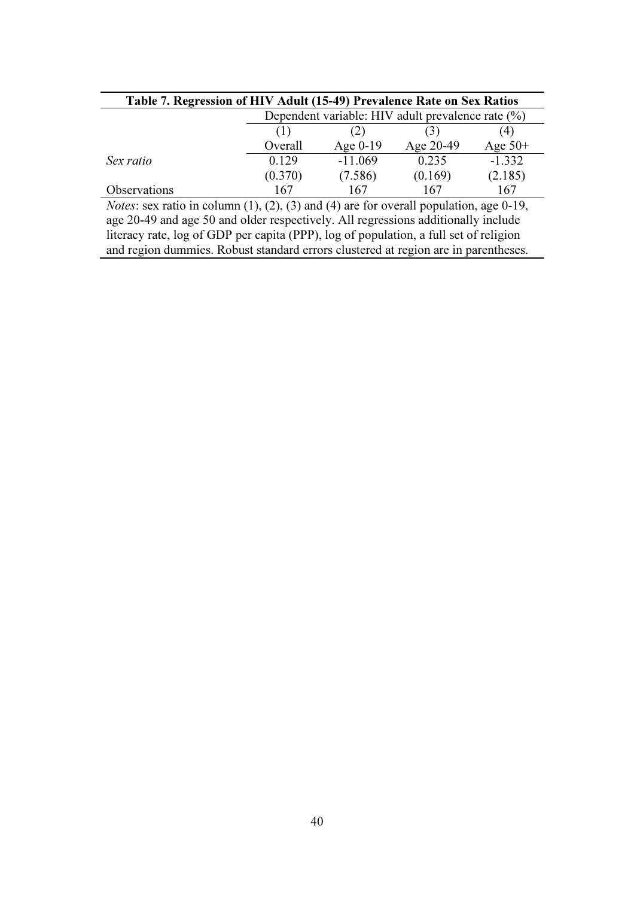**Table 7. Regression of HIV Adult (15-49) Prevalence Rate on Sex Ratios**

| | Dependent variable: HIV adult prevalence rate (%) | | | |
|---|---|---|---|---|
| | (1) | (2) | (3) | (4) |
| | Overall | Age 0-19 | Age 20-49 | Age 50+ |
| *Sex ratio* | 0.129 | -11.069 | 0.235 | -1.332 |
| | (0.370) | (7.586) | (0.169) | (2.185) |
| Observations | 167 | 167 | 167 | 167 |

*Notes*: sex ratio in column (1), (2), (3) and (4) are for overall population, age 0-19, age 20-49 and age 50 and older respectively. All regressions additionally include literacy rate, log of GDP per capita (PPP), log of population, a full set of religion and region dummies. Robust standard errors clustered at region are in parentheses.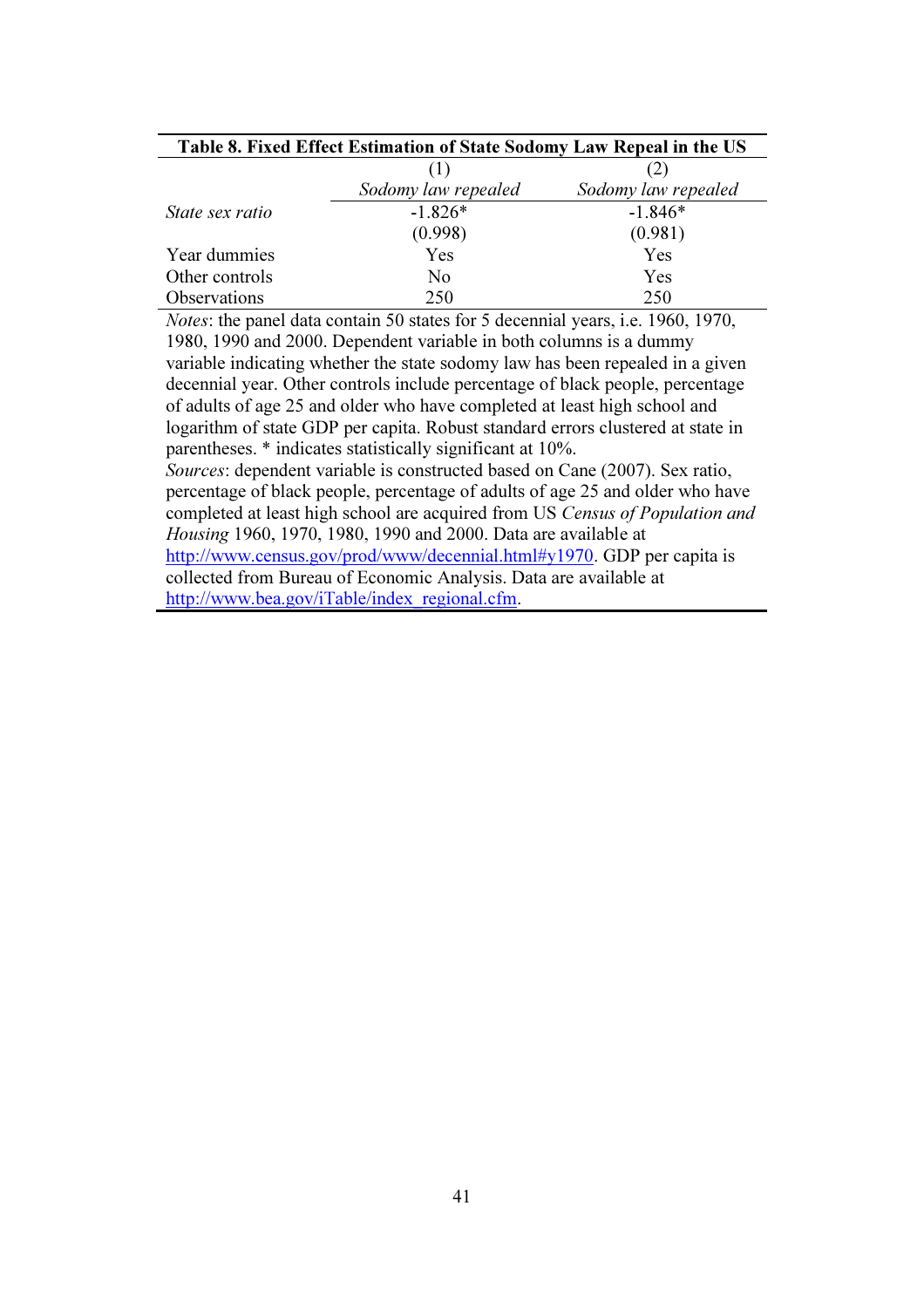**Table 8. Fixed Effect Estimation of State Sodomy Law Repeal in the US**

| | (1) | (2) |
|---|---|---|
| | *Sodomy law repealed* | *Sodomy law repealed* |
| *State sex ratio* | -1.826* | -1.846* |
| | (0.998) | (0.981) |
| Year dummies | Yes | Yes |
| Other controls | No | Yes |
| Observations | 250 | 250 |

*Notes*: the panel data contain 50 states for 5 decennial years, i.e. 1960, 1970, 1980, 1990 and 2000. Dependent variable in both columns is a dummy variable indicating whether the state sodomy law has been repealed in a given decennial year. Other controls include percentage of black people, percentage of adults of age 25 and older who have completed at least high school and logarithm of state GDP per capita. Robust standard errors clustered at state in parentheses. * indicates statistically significant at 10%.

*Sources*: dependent variable is constructed based on Cane (2007). Sex ratio, percentage of black people, percentage of adults of age 25 and older who have completed at least high school are acquired from US *Census of Population and Housing* 1960, 1970, 1980, 1990 and 2000. Data are available at http://www.census.gov/prod/www/decennial.html#y1970. GDP per capita is collected from Bureau of Economic Analysis. Data are available at http://www.bea.gov/iTable/index_regional.cfm.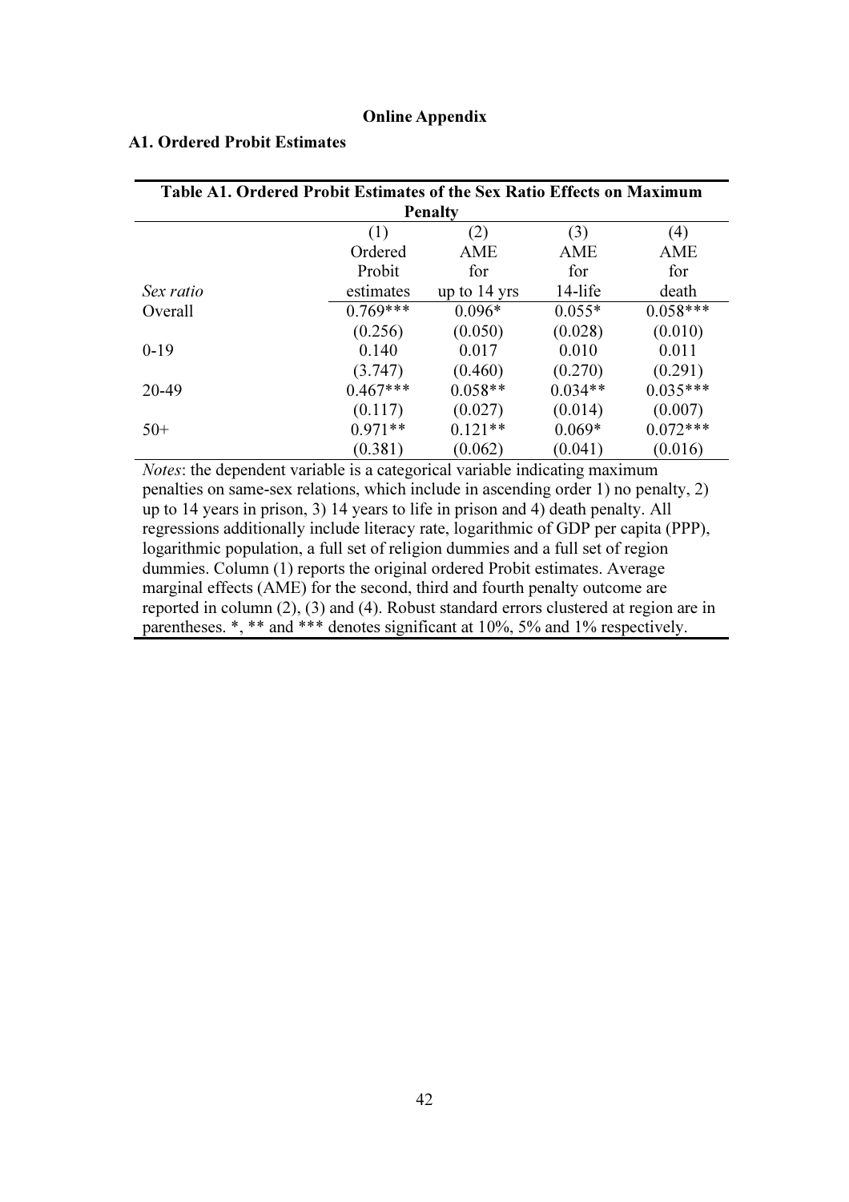**Online Appendix**

**A1. Ordered Probit Estimates**

**Table A1. Ordered Probit Estimates of the Sex Ratio Effects on Maximum Penalty**

| *Sex ratio* | (1) Ordered Probit estimates | (2) AME for up to 14 yrs | (3) AME for 14-life | (4) AME for death |
|---|---|---|---|---|
| Overall | 0.769*** | 0.096* | 0.055* | 0.058*** |
| | (0.256) | (0.050) | (0.028) | (0.010) |
| 0-19 | 0.140 | 0.017 | 0.010 | 0.011 |
| | (3.747) | (0.460) | (0.270) | (0.291) |
| 20-49 | 0.467*** | 0.058** | 0.034** | 0.035*** |
| | (0.117) | (0.027) | (0.014) | (0.007) |
| 50+ | 0.971** | 0.121** | 0.069* | 0.072*** |
| | (0.381) | (0.062) | (0.041) | (0.016) |

*Notes*: the dependent variable is a categorical variable indicating maximum penalties on same-sex relations, which include in ascending order 1) no penalty, 2) up to 14 years in prison, 3) 14 years to life in prison and 4) death penalty. All regressions additionally include literacy rate, logarithmic of GDP per capita (PPP), logarithmic population, a full set of religion dummies and a full set of region dummies. Column (1) reports the original ordered Probit estimates. Average marginal effects (AME) for the second, third and fourth penalty outcome are reported in column (2), (3) and (4). Robust standard errors clustered at region are in parentheses. *, ** and *** denotes significant at 10%, 5% and 1% respectively.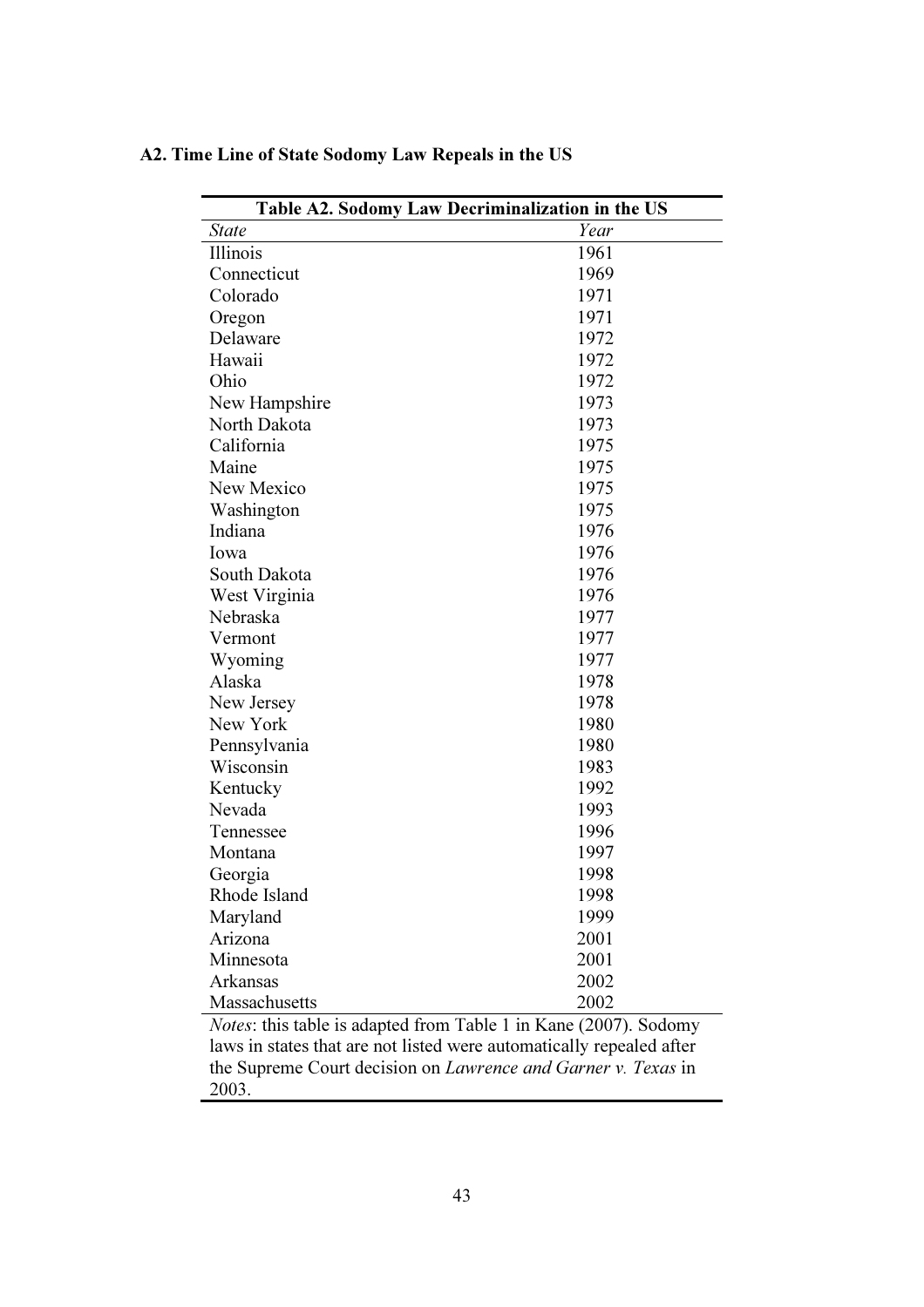### A2. Time Line of State Sodomy Law Repeals in the US

**Table A2. Sodomy Law Decriminalization in the US**

| *State* | *Year* |
|---|---|
| Illinois | 1961 |
| Connecticut | 1969 |
| Colorado | 1971 |
| Oregon | 1971 |
| Delaware | 1972 |
| Hawaii | 1972 |
| Ohio | 1972 |
| New Hampshire | 1973 |
| North Dakota | 1973 |
| California | 1975 |
| Maine | 1975 |
| New Mexico | 1975 |
| Washington | 1975 |
| Indiana | 1976 |
| Iowa | 1976 |
| South Dakota | 1976 |
| West Virginia | 1976 |
| Nebraska | 1977 |
| Vermont | 1977 |
| Wyoming | 1977 |
| Alaska | 1978 |
| New Jersey | 1978 |
| New York | 1980 |
| Pennsylvania | 1980 |
| Wisconsin | 1983 |
| Kentucky | 1992 |
| Nevada | 1993 |
| Tennessee | 1996 |
| Montana | 1997 |
| Georgia | 1998 |
| Rhode Island | 1998 |
| Maryland | 1999 |
| Arizona | 2001 |
| Minnesota | 2001 |
| Arkansas | 2002 |
| Massachusetts | 2002 |

*Notes*: this table is adapted from Table 1 in Kane (2007). Sodomy laws in states that are not listed were automatically repealed after the Supreme Court decision on *Lawrence and Garner v. Texas* in 2003.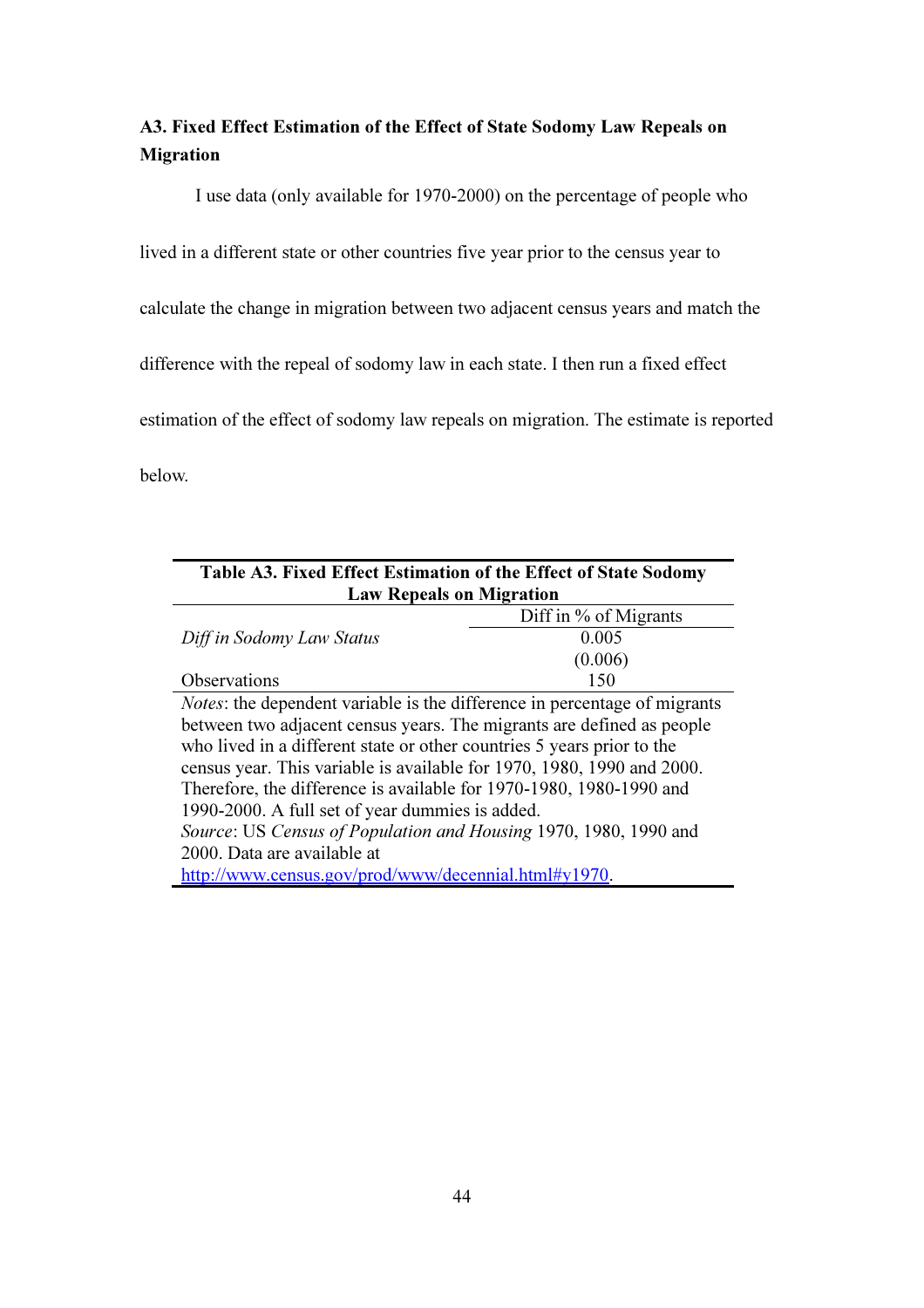**A3. Fixed Effect Estimation of the Effect of State Sodomy Law Repeals on Migration**

I use data (only available for 1970-2000) on the percentage of people who lived in a different state or other countries five year prior to the census year to calculate the change in migration between two adjacent census years and match the difference with the repeal of sodomy law in each state. I then run a fixed effect estimation of the effect of sodomy law repeals on migration. The estimate is reported below.

**Table A3. Fixed Effect Estimation of the Effect of State Sodomy Law Repeals on Migration**

| | Diff in % of Migrants |
|---|---|
| *Diff in Sodomy Law Status* | 0.005 |
| | (0.006) |
| Observations | 150 |

*Notes*: the dependent variable is the difference in percentage of migrants between two adjacent census years. The migrants are defined as people who lived in a different state or other countries 5 years prior to the census year. This variable is available for 1970, 1980, 1990 and 2000. Therefore, the difference is available for 1970-1980, 1980-1990 and 1990-2000. A full set of year dummies is added.
*Source*: US *Census of Population and Housing* 1970, 1980, 1990 and 2000. Data are available at http://www.census.gov/prod/www/decennial.html#y1970.